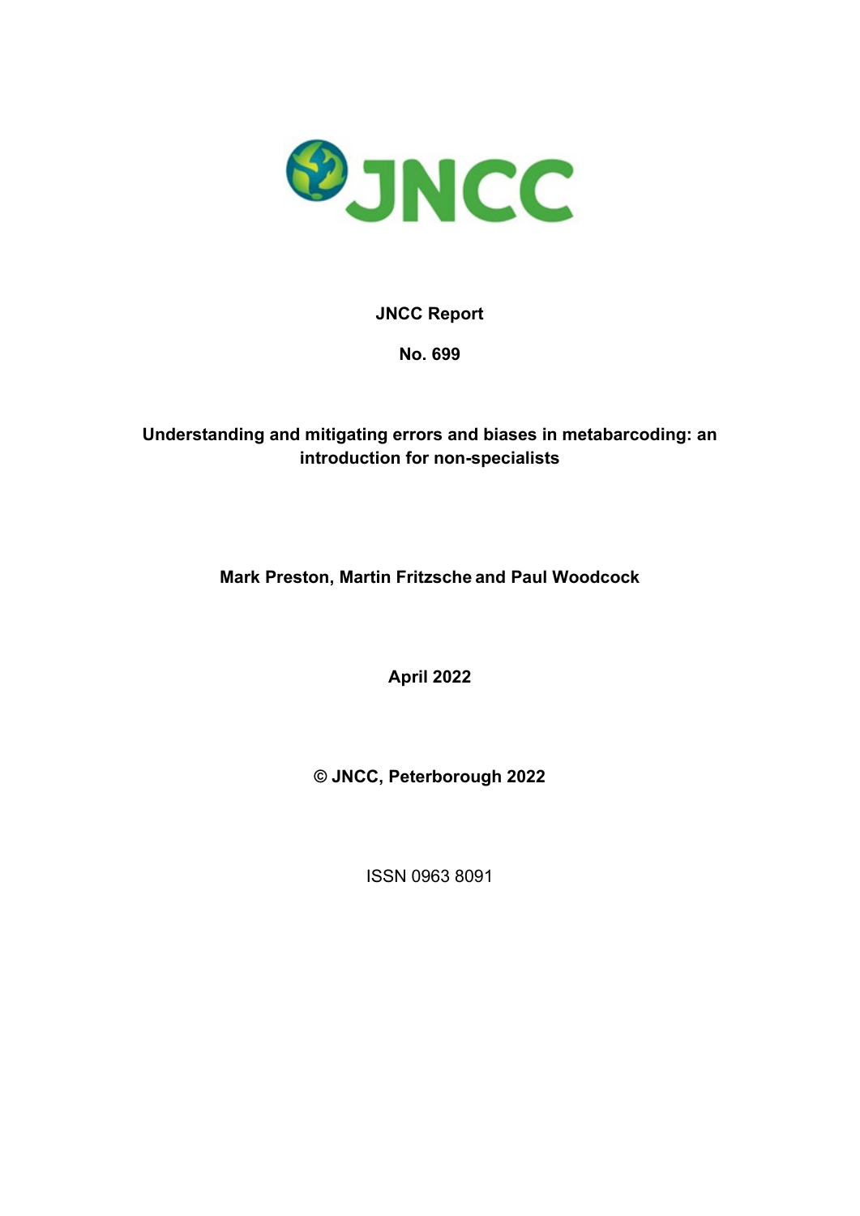**JNCC Report**

**No. 699**

# Understanding and mitigating errors and biases in metabarcoding: an introduction for non-specialists

**Mark Preston, Martin Fritzsche and Paul Woodcock**

**April 2022**

**© JNCC, Peterborough 2022**

ISSN 0963 8091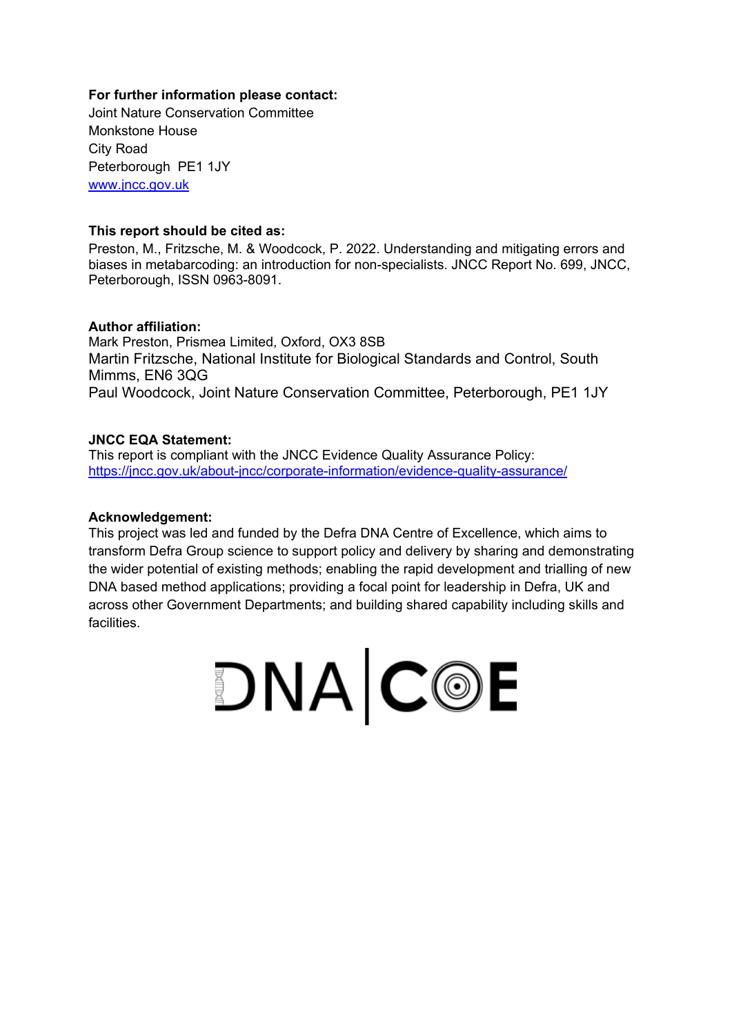**For further information please contact:**
Joint Nature Conservation Committee
Monkstone House
City Road
Peterborough PE1 1JY
[www.jncc.gov.uk](www.jncc.gov.uk)

**This report should be cited as:**
Preston, M., Fritzsche, M. & Woodcock, P. 2022. Understanding and mitigating errors and biases in metabarcoding: an introduction for non-specialists. JNCC Report No. 699, JNCC, Peterborough, ISSN 0963-8091.

**Author affiliation:**
Mark Preston, Prismea Limited, Oxford, OX3 8SB
Martin Fritzsche, National Institute for Biological Standards and Control, South Mimms, EN6 3QG
Paul Woodcock, Joint Nature Conservation Committee, Peterborough, PE1 1JY

**JNCC EQA Statement:**
This report is compliant with the JNCC Evidence Quality Assurance Policy:
[https://jncc.gov.uk/about-jncc/corporate-information/evidence-quality-assurance/](https://jncc.gov.uk/about-jncc/corporate-information/evidence-quality-assurance/)

**Acknowledgement:**
This project was led and funded by the Defra DNA Centre of Excellence, which aims to transform Defra Group science to support policy and delivery by sharing and demonstrating the wider potential of existing methods; enabling the rapid development and trialling of new DNA based method applications; providing a focal point for leadership in Defra, UK and across other Government Departments; and building shared capability including skills and facilities.

DNA | COE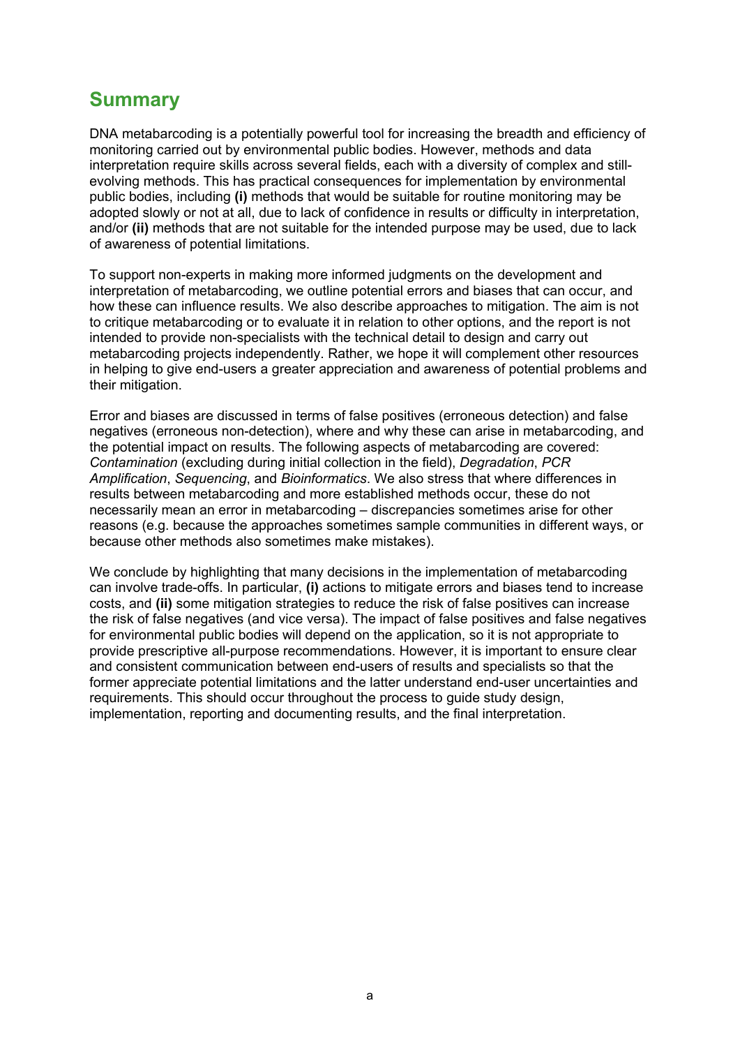## Summary

DNA metabarcoding is a potentially powerful tool for increasing the breadth and efficiency of monitoring carried out by environmental public bodies. However, methods and data interpretation require skills across several fields, each with a diversity of complex and still-evolving methods. This has practical consequences for implementation by environmental public bodies, including **(i)** methods that would be suitable for routine monitoring may be adopted slowly or not at all, due to lack of confidence in results or difficulty in interpretation, and/or **(ii)** methods that are not suitable for the intended purpose may be used, due to lack of awareness of potential limitations.

To support non-experts in making more informed judgments on the development and interpretation of metabarcoding, we outline potential errors and biases that can occur, and how these can influence results. We also describe approaches to mitigation. The aim is not to critique metabarcoding or to evaluate it in relation to other options, and the report is not intended to provide non-specialists with the technical detail to design and carry out metabarcoding projects independently. Rather, we hope it will complement other resources in helping to give end-users a greater appreciation and awareness of potential problems and their mitigation.

Error and biases are discussed in terms of false positives (erroneous detection) and false negatives (erroneous non-detection), where and why these can arise in metabarcoding, and the potential impact on results. The following aspects of metabarcoding are covered: *Contamination* (excluding during initial collection in the field), *Degradation*, *PCR Amplification*, *Sequencing*, and *Bioinformatics*. We also stress that where differences in results between metabarcoding and more established methods occur, these do not necessarily mean an error in metabarcoding – discrepancies sometimes arise for other reasons (e.g. because the approaches sometimes sample communities in different ways, or because other methods also sometimes make mistakes).

We conclude by highlighting that many decisions in the implementation of metabarcoding can involve trade-offs. In particular, **(i)** actions to mitigate errors and biases tend to increase costs, and **(ii)** some mitigation strategies to reduce the risk of false positives can increase the risk of false negatives (and vice versa). The impact of false positives and false negatives for environmental public bodies will depend on the application, so it is not appropriate to provide prescriptive all-purpose recommendations. However, it is important to ensure clear and consistent communication between end-users of results and specialists so that the former appreciate potential limitations and the latter understand end-user uncertainties and requirements. This should occur throughout the process to guide study design, implementation, reporting and documenting results, and the final interpretation.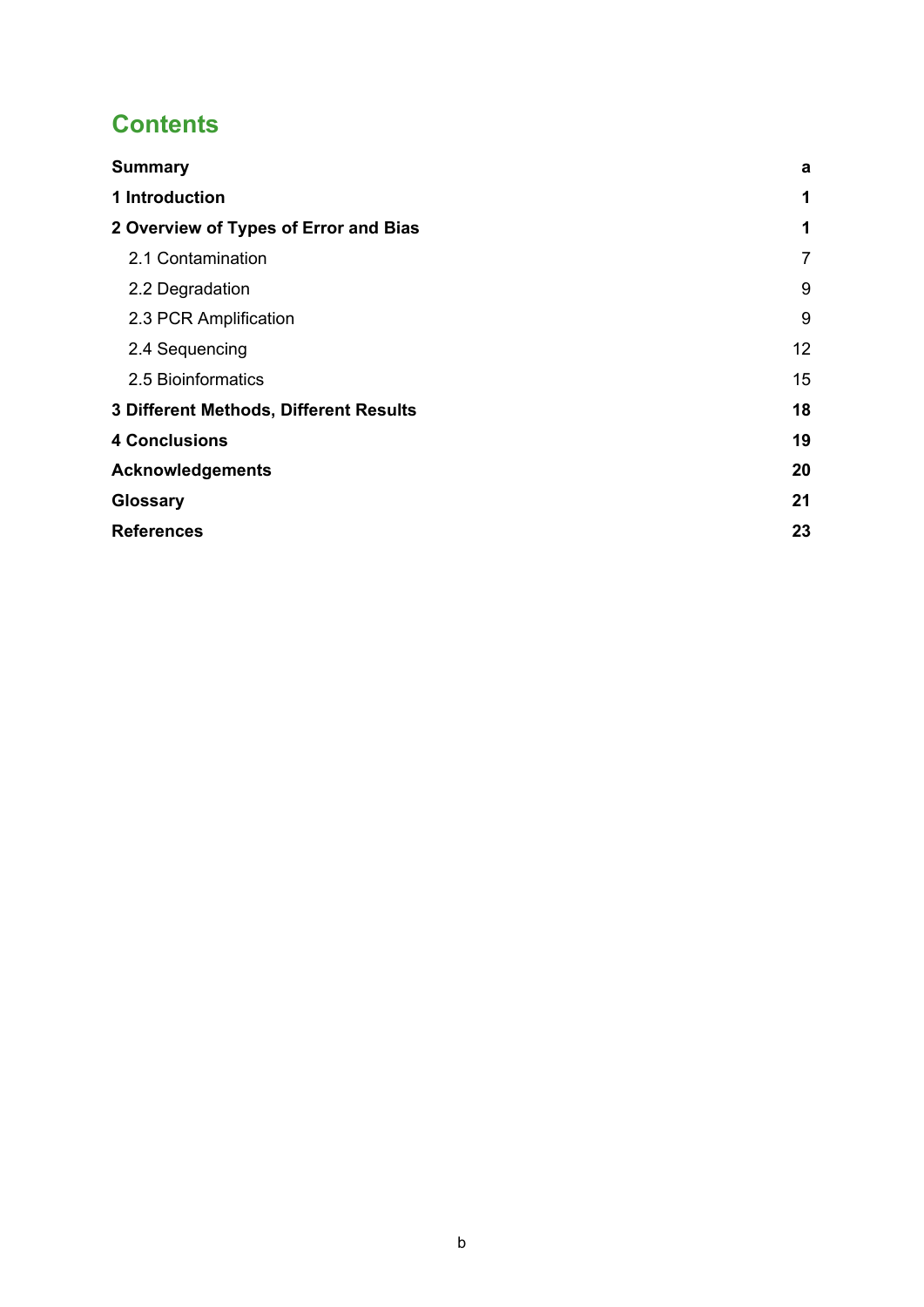# Contents

| | |
|---|---|
| **Summary** | **a** |
| **1 Introduction** | **1** |
| **2 Overview of Types of Error and Bias** | **1** |
| 2.1 Contamination | 7 |
| 2.2 Degradation | 9 |
| 2.3 PCR Amplification | 9 |
| 2.4 Sequencing | 12 |
| 2.5 Bioinformatics | 15 |
| **3 Different Methods, Different Results** | **18** |
| **4 Conclusions** | **19** |
| **Acknowledgements** | **20** |
| **Glossary** | **21** |
| **References** | **23** |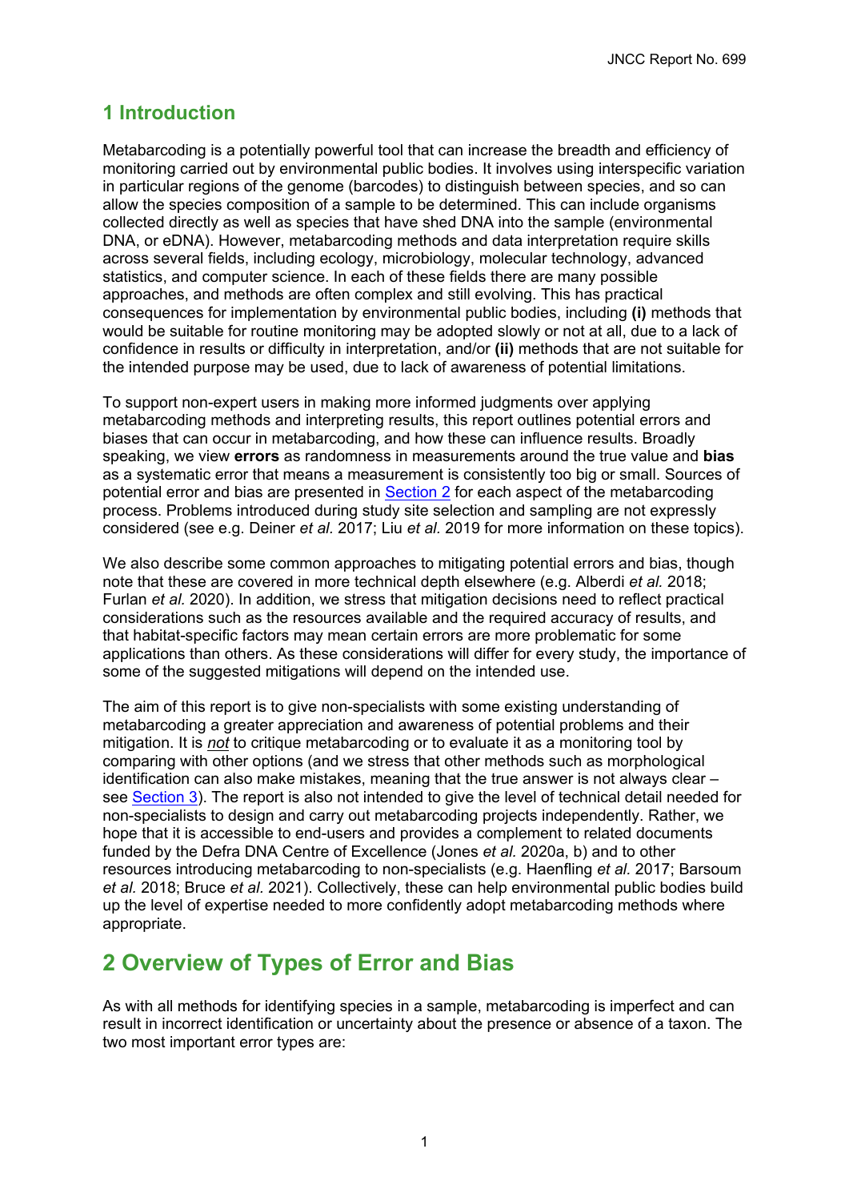# 1 Introduction

Metabarcoding is a potentially powerful tool that can increase the breadth and efficiency of monitoring carried out by environmental public bodies. It involves using interspecific variation in particular regions of the genome (barcodes) to distinguish between species, and so can allow the species composition of a sample to be determined. This can include organisms collected directly as well as species that have shed DNA into the sample (environmental DNA, or eDNA). However, metabarcoding methods and data interpretation require skills across several fields, including ecology, microbiology, molecular technology, advanced statistics, and computer science. In each of these fields there are many possible approaches, and methods are often complex and still evolving. This has practical consequences for implementation by environmental public bodies, including **(i)** methods that would be suitable for routine monitoring may be adopted slowly or not at all, due to a lack of confidence in results or difficulty in interpretation, and/or **(ii)** methods that are not suitable for the intended purpose may be used, due to lack of awareness of potential limitations.

To support non-expert users in making more informed judgments over applying metabarcoding methods and interpreting results, this report outlines potential errors and biases that can occur in metabarcoding, and how these can influence results. Broadly speaking, we view **errors** as randomness in measurements around the true value and **bias** as a systematic error that means a measurement is consistently too big or small. Sources of potential error and bias are presented in Section 2 for each aspect of the metabarcoding process. Problems introduced during study site selection and sampling are not expressly considered (see e.g. Deiner *et al.* 2017; Liu *et al.* 2019 for more information on these topics).

We also describe some common approaches to mitigating potential errors and bias, though note that these are covered in more technical depth elsewhere (e.g. Alberdi *et al.* 2018; Furlan *et al.* 2020). In addition, we stress that mitigation decisions need to reflect practical considerations such as the resources available and the required accuracy of results, and that habitat-specific factors may mean certain errors are more problematic for some applications than others. As these considerations will differ for every study, the importance of some of the suggested mitigations will depend on the intended use.

The aim of this report is to give non-specialists with some existing understanding of metabarcoding a greater appreciation and awareness of potential problems and their mitigation. It is *not* to critique metabarcoding or to evaluate it as a monitoring tool by comparing with other options (and we stress that other methods such as morphological identification can also make mistakes, meaning that the true answer is not always clear – see Section 3). The report is also not intended to give the level of technical detail needed for non-specialists to design and carry out metabarcoding projects independently. Rather, we hope that it is accessible to end-users and provides a complement to related documents funded by the Defra DNA Centre of Excellence (Jones *et al.* 2020a, b) and to other resources introducing metabarcoding to non-specialists (e.g. Haenfling *et al.* 2017; Barsoum *et al.* 2018; Bruce *et al.* 2021). Collectively, these can help environmental public bodies build up the level of expertise needed to more confidently adopt metabarcoding methods where appropriate.

# 2 Overview of Types of Error and Bias

As with all methods for identifying species in a sample, metabarcoding is imperfect and can result in incorrect identification or uncertainty about the presence or absence of a taxon. The two most important error types are: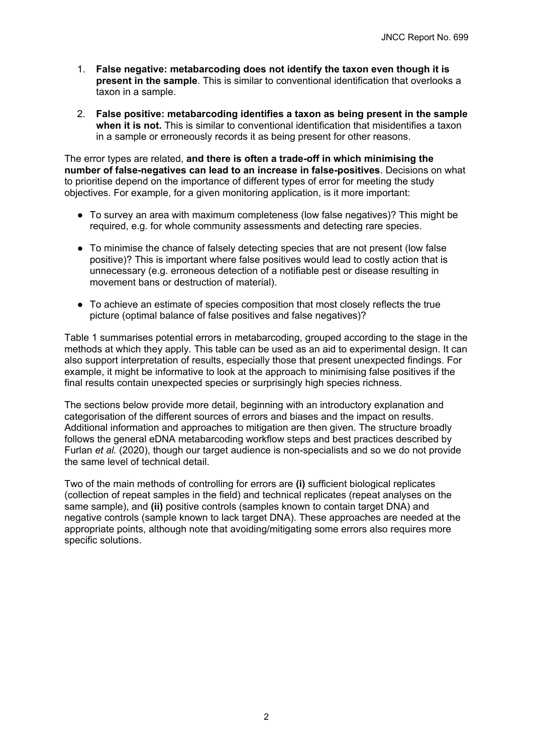1. **False negative: metabarcoding does not identify the taxon even though it is present in the sample**. This is similar to conventional identification that overlooks a taxon in a sample.

2. **False positive: metabarcoding identifies a taxon as being present in the sample when it is not.** This is similar to conventional identification that misidentifies a taxon in a sample or erroneously records it as being present for other reasons.

The error types are related, **and there is often a trade-off in which minimising the number of false-negatives can lead to an increase in false-positives**. Decisions on what to prioritise depend on the importance of different types of error for meeting the study objectives. For example, for a given monitoring application, is it more important:

- To survey an area with maximum completeness (low false negatives)? This might be required, e.g. for whole community assessments and detecting rare species.

- To minimise the chance of falsely detecting species that are not present (low false positive)? This is important where false positives would lead to costly action that is unnecessary (e.g. erroneous detection of a notifiable pest or disease resulting in movement bans or destruction of material).

- To achieve an estimate of species composition that most closely reflects the true picture (optimal balance of false positives and false negatives)?

Table 1 summarises potential errors in metabarcoding, grouped according to the stage in the methods at which they apply. This table can be used as an aid to experimental design. It can also support interpretation of results, especially those that present unexpected findings. For example, it might be informative to look at the approach to minimising false positives if the final results contain unexpected species or surprisingly high species richness.

The sections below provide more detail, beginning with an introductory explanation and categorisation of the different sources of errors and biases and the impact on results. Additional information and approaches to mitigation are then given. The structure broadly follows the general eDNA metabarcoding workflow steps and best practices described by Furlan *et al.* (2020), though our target audience is non-specialists and so we do not provide the same level of technical detail.

Two of the main methods of controlling for errors are **(i)** sufficient biological replicates (collection of repeat samples in the field) and technical replicates (repeat analyses on the same sample), and **(ii)** positive controls (samples known to contain target DNA) and negative controls (sample known to lack target DNA). These approaches are needed at the appropriate points, although note that avoiding/mitigating some errors also requires more specific solutions.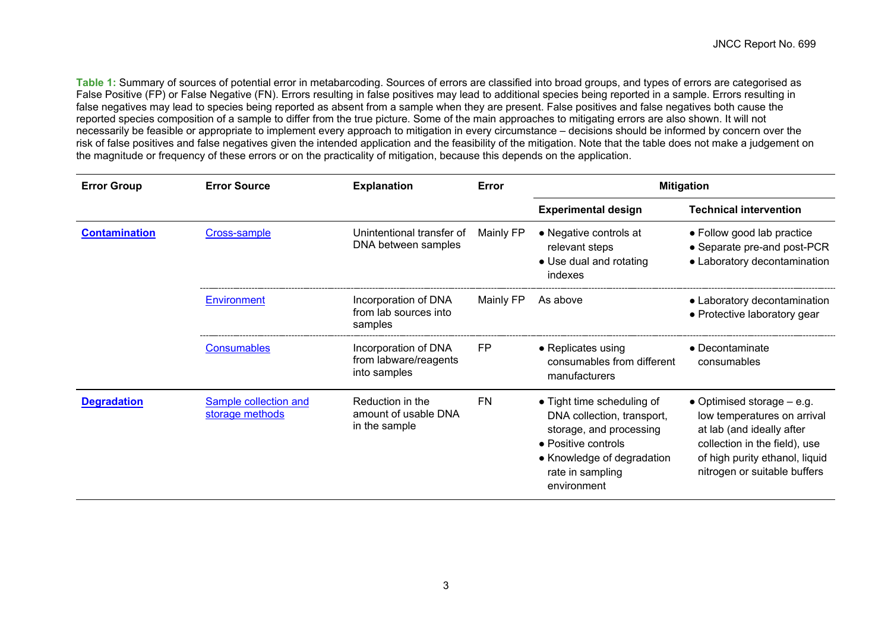**Table 1:** Summary of sources of potential error in metabarcoding. Sources of errors are classified into broad groups, and types of errors are categorised as False Positive (FP) or False Negative (FN). Errors resulting in false positives may lead to additional species being reported in a sample. Errors resulting in false negatives may lead to species being reported as absent from a sample when they are present. False positives and false negatives both cause the reported species composition of a sample to differ from the true picture. Some of the main approaches to mitigating errors are also shown. It will not necessarily be feasible or appropriate to implement every approach to mitigation in every circumstance – decisions should be informed by concern over the risk of false positives and false negatives given the intended application and the feasibility of the mitigation. Note that the table does not make a judgement on the magnitude or frequency of these errors or on the practicality of mitigation, because this depends on the application.

| Error Group | Error Source | Explanation | Error | Mitigation | |
|---|---|---|---|---|---|
| | | | | **Experimental design** | **Technical intervention** |
| **Contamination** | Cross-sample | Unintentional transfer of DNA between samples | Mainly FP | • Negative controls at relevant steps<br>• Use dual and rotating indexes | • Follow good lab practice<br>• Separate pre-and post-PCR<br>• Laboratory decontamination |
| | Environment | Incorporation of DNA from lab sources into samples | Mainly FP | As above | • Laboratory decontamination<br>• Protective laboratory gear |
| | Consumables | Incorporation of DNA from labware/reagents into samples | FP | • Replicates using consumables from different manufacturers | • Decontaminate consumables |
| **Degradation** | Sample collection and storage methods | Reduction in the amount of usable DNA in the sample | FN | • Tight time scheduling of DNA collection, transport, storage, and processing<br>• Positive controls<br>• Knowledge of degradation rate in sampling environment | • Optimised storage – e.g. low temperatures on arrival at lab (and ideally after collection in the field), use of high purity ethanol, liquid nitrogen or suitable buffers |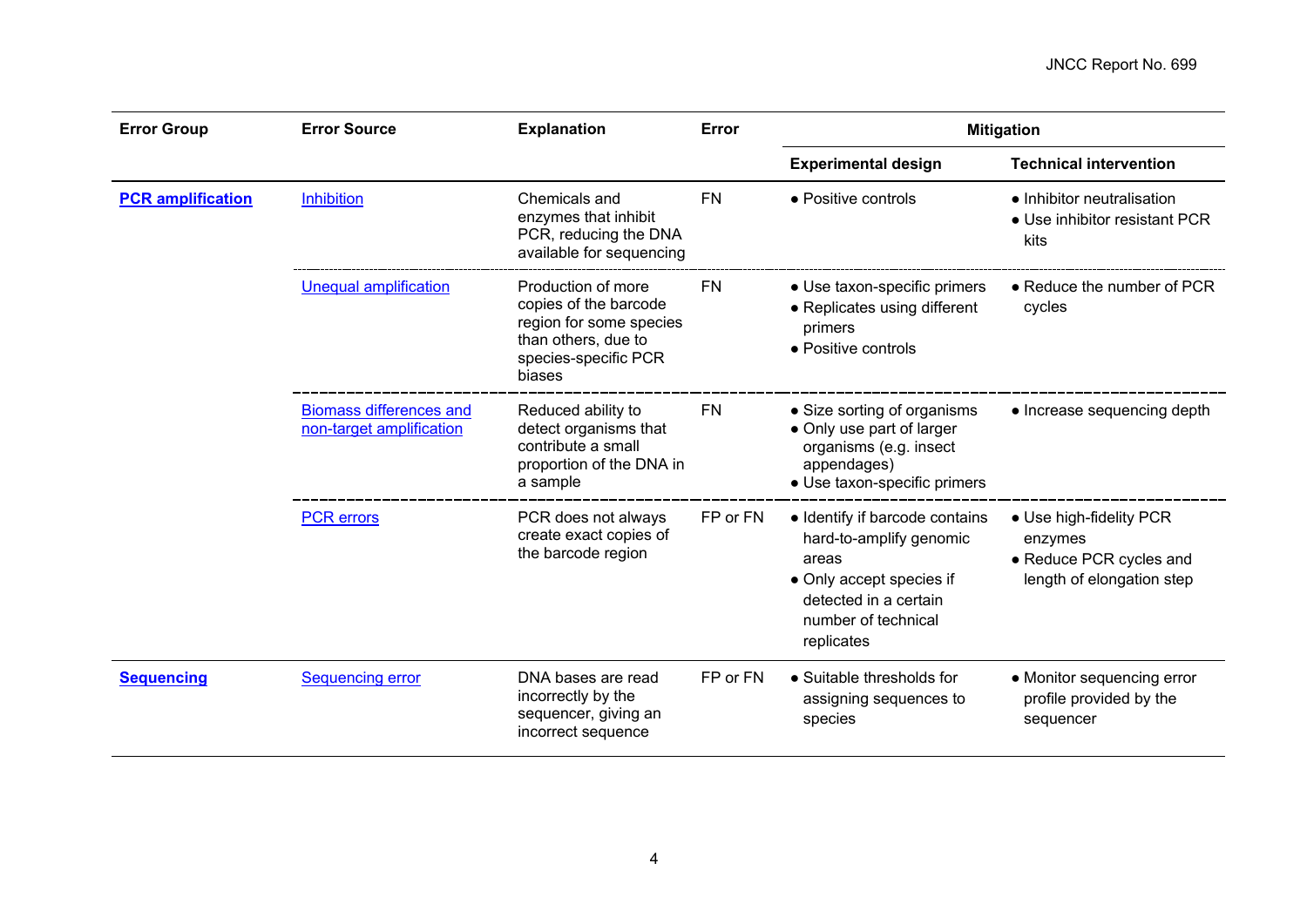| Error Group | Error Source | Explanation | Error | Mitigation | |
|---|---|---|---|---|---|
| | | | | Experimental design | Technical intervention |
| **PCR amplification** | Inhibition | Chemicals and enzymes that inhibit PCR, reducing the DNA available for sequencing | FN | • Positive controls | • Inhibitor neutralisation<br>• Use inhibitor resistant PCR kits |
| | Unequal amplification | Production of more copies of the barcode region for some species than others, due to species-specific PCR biases | FN | • Use taxon-specific primers<br>• Replicates using different primers<br>• Positive controls | • Reduce the number of PCR cycles |
| | Biomass differences and non-target amplification | Reduced ability to detect organisms that contribute a small proportion of the DNA in a sample | FN | • Size sorting of organisms<br>• Only use part of larger organisms (e.g. insect appendages)<br>• Use taxon-specific primers | • Increase sequencing depth |
| | PCR errors | PCR does not always create exact copies of the barcode region | FP or FN | • Identify if barcode contains hard-to-amplify genomic areas<br>• Only accept species if detected in a certain number of technical replicates | • Use high-fidelity PCR enzymes<br>• Reduce PCR cycles and length of elongation step |
| **Sequencing** | Sequencing error | DNA bases are read incorrectly by the sequencer, giving an incorrect sequence | FP or FN | • Suitable thresholds for assigning sequences to species | • Monitor sequencing error profile provided by the sequencer |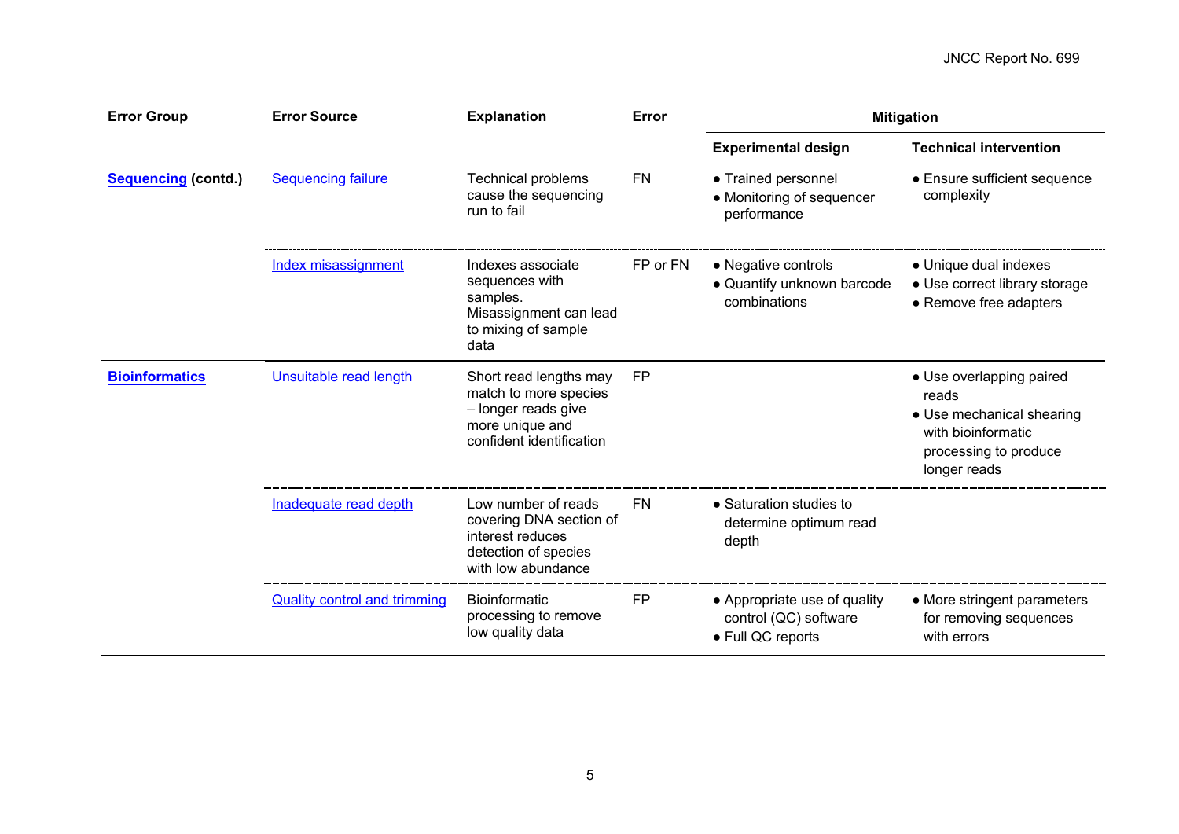| Error Group | Error Source | Explanation | Error | Mitigation | |
|---|---|---|---|---|---|
| | | | | **Experimental design** | **Technical intervention** |
| **Sequencing (contd.)** | Sequencing failure | Technical problems cause the sequencing run to fail | FN | • Trained personnel<br>• Monitoring of sequencer performance | • Ensure sufficient sequence complexity |
| | Index misassignment | Indexes associate sequences with samples. Misassignment can lead to mixing of sample data | FP or FN | • Negative controls<br>• Quantify unknown barcode combinations | • Unique dual indexes<br>• Use correct library storage<br>• Remove free adapters |
| **Bioinformatics** | Unsuitable read length | Short read lengths may match to more species – longer reads give more unique and confident identification | FP | | • Use overlapping paired reads<br>• Use mechanical shearing with bioinformatic processing to produce longer reads |
| | Inadequate read depth | Low number of reads covering DNA section of interest reduces detection of species with low abundance | FN | • Saturation studies to determine optimum read depth | |
| | Quality control and trimming | Bioinformatic processing to remove low quality data | FP | • Appropriate use of quality control (QC) software<br>• Full QC reports | • More stringent parameters for removing sequences with errors |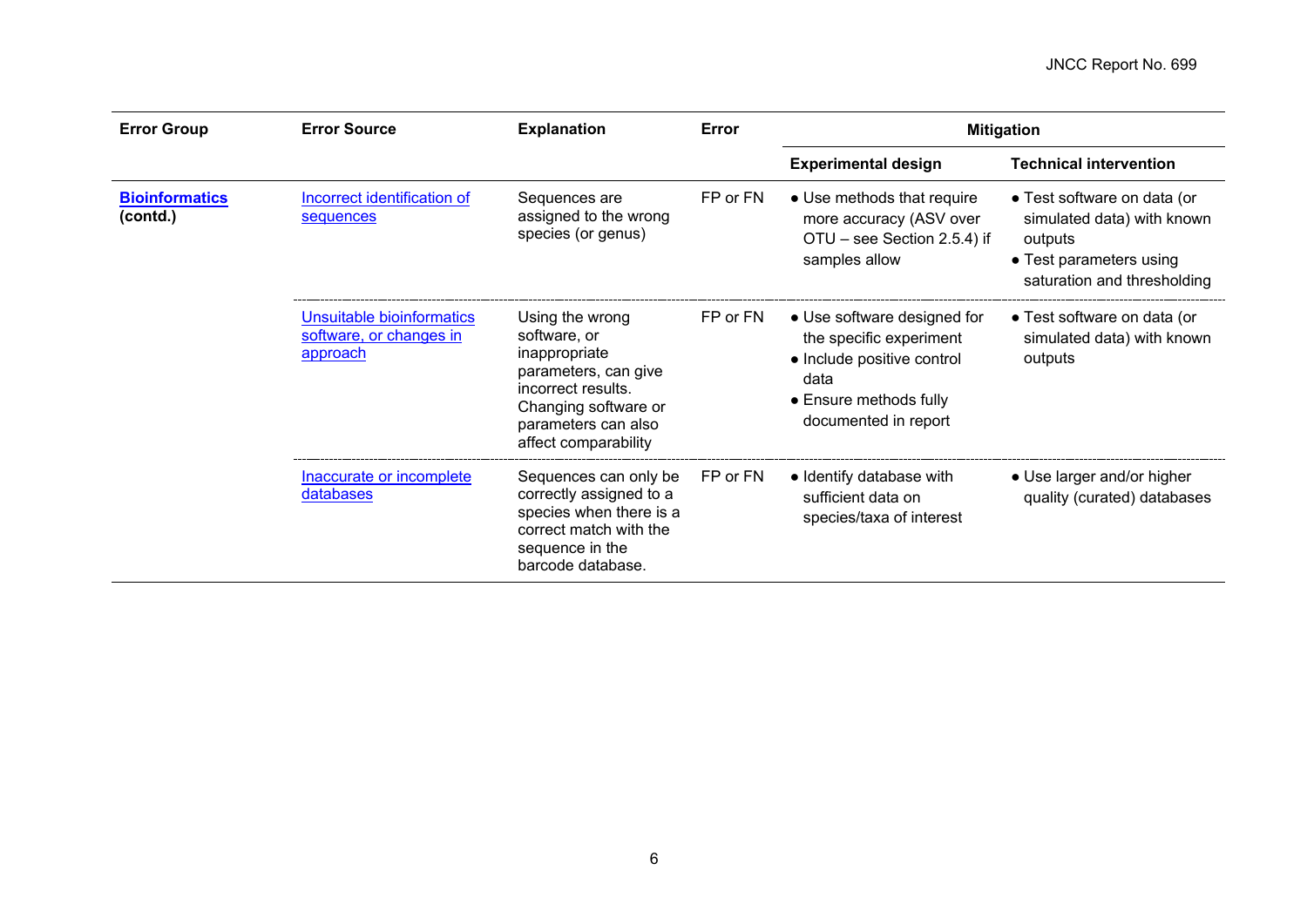| Error Group | Error Source | Explanation | Error | Mitigation | |
|---|---|---|---|---|---|
| | | | | Experimental design | Technical intervention |
| **Bioinformatics (contd.)** | Incorrect identification of sequences | Sequences are assigned to the wrong species (or genus) | FP or FN | • Use methods that require more accuracy (ASV over OTU – see Section 2.5.4) if samples allow | • Test software on data (or simulated data) with known outputs<br>• Test parameters using saturation and thresholding |
| | Unsuitable bioinformatics software, or changes in approach | Using the wrong software, or inappropriate parameters, can give incorrect results. Changing software or parameters can also affect comparability | FP or FN | • Use software designed for the specific experiment<br>• Include positive control data<br>• Ensure methods fully documented in report | • Test software on data (or simulated data) with known outputs |
| | Inaccurate or incomplete databases | Sequences can only be correctly assigned to a species when there is a correct match with the sequence in the barcode database. | FP or FN | • Identify database with sufficient data on species/taxa of interest | • Use larger and/or higher quality (curated) databases |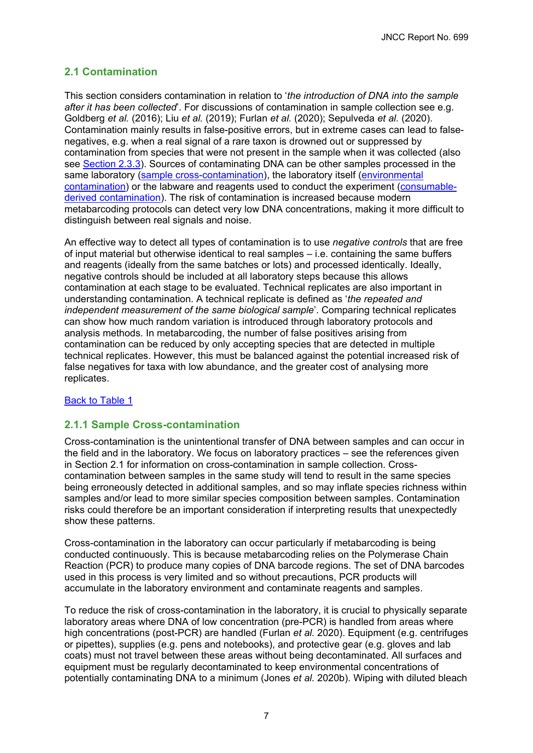## 2.1 Contamination

This section considers contamination in relation to '*the introduction of DNA into the sample after it has been collected*'. For discussions of contamination in sample collection see e.g. Goldberg *et al.* (2016); Liu *et al.* (2019); Furlan *et al.* (2020); Sepulveda *et al.* (2020). Contamination mainly results in false-positive errors, but in extreme cases can lead to false-negatives, e.g. when a real signal of a rare taxon is drowned out or suppressed by contamination from species that were not present in the sample when it was collected (also see Section 2.3.3). Sources of contaminating DNA can be other samples processed in the same laboratory (sample cross-contamination), the laboratory itself (environmental contamination) or the labware and reagents used to conduct the experiment (consumable-derived contamination). The risk of contamination is increased because modern metabarcoding protocols can detect very low DNA concentrations, making it more difficult to distinguish between real signals and noise.

An effective way to detect all types of contamination is to use *negative controls* that are free of input material but otherwise identical to real samples – i.e. containing the same buffers and reagents (ideally from the same batches or lots) and processed identically. Ideally, negative controls should be included at all laboratory steps because this allows contamination at each stage to be evaluated. Technical replicates are also important in understanding contamination. A technical replicate is defined as '*the repeated and independent measurement of the same biological sample*'. Comparing technical replicates can show how much random variation is introduced through laboratory protocols and analysis methods. In metabarcoding, the number of false positives arising from contamination can be reduced by only accepting species that are detected in multiple technical replicates. However, this must be balanced against the potential increased risk of false negatives for taxa with low abundance, and the greater cost of analysing more replicates.

Back to Table 1

### 2.1.1 Sample Cross-contamination

Cross-contamination is the unintentional transfer of DNA between samples and can occur in the field and in the laboratory. We focus on laboratory practices – see the references given in Section 2.1 for information on cross-contamination in sample collection. Cross-contamination between samples in the same study will tend to result in the same species being erroneously detected in additional samples, and so may inflate species richness within samples and/or lead to more similar species composition between samples. Contamination risks could therefore be an important consideration if interpreting results that unexpectedly show these patterns.

Cross-contamination in the laboratory can occur particularly if metabarcoding is being conducted continuously. This is because metabarcoding relies on the Polymerase Chain Reaction (PCR) to produce many copies of DNA barcode regions. The set of DNA barcodes used in this process is very limited and so without precautions, PCR products will accumulate in the laboratory environment and contaminate reagents and samples.

To reduce the risk of cross-contamination in the laboratory, it is crucial to physically separate laboratory areas where DNA of low concentration (pre-PCR) is handled from areas where high concentrations (post-PCR) are handled (Furlan *et al.* 2020). Equipment (e.g. centrifuges or pipettes), supplies (e.g. pens and notebooks), and protective gear (e.g. gloves and lab coats) must not travel between these areas without being decontaminated. All surfaces and equipment must be regularly decontaminated to keep environmental concentrations of potentially contaminating DNA to a minimum (Jones *et al.* 2020b). Wiping with diluted bleach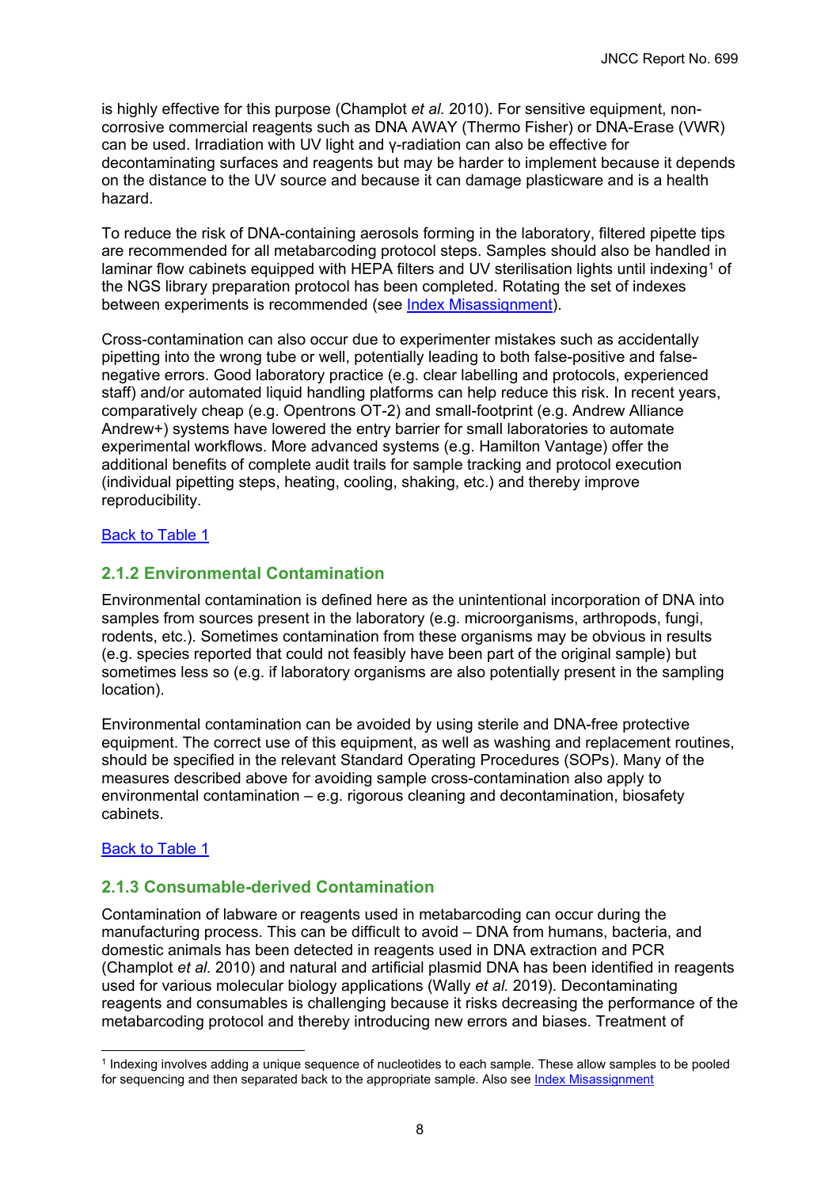is highly effective for this purpose (Champlot *et al.* 2010). For sensitive equipment, non-corrosive commercial reagents such as DNA AWAY (Thermo Fisher) or DNA-Erase (VWR) can be used. Irradiation with UV light and γ-radiation can also be effective for decontaminating surfaces and reagents but may be harder to implement because it depends on the distance to the UV source and because it can damage plasticware and is a health hazard.

To reduce the risk of DNA-containing aerosols forming in the laboratory, filtered pipette tips are recommended for all metabarcoding protocol steps. Samples should also be handled in laminar flow cabinets equipped with HEPA filters and UV sterilisation lights until indexing[1] of the NGS library preparation protocol has been completed. Rotating the set of indexes between experiments is recommended (see Index Misassignment).

Cross-contamination can also occur due to experimenter mistakes such as accidentally pipetting into the wrong tube or well, potentially leading to both false-positive and false-negative errors. Good laboratory practice (e.g. clear labelling and protocols, experienced staff) and/or automated liquid handling platforms can help reduce this risk. In recent years, comparatively cheap (e.g. Opentrons OT-2) and small-footprint (e.g. Andrew Alliance Andrew+) systems have lowered the entry barrier for small laboratories to automate experimental workflows. More advanced systems (e.g. Hamilton Vantage) offer the additional benefits of complete audit trails for sample tracking and protocol execution (individual pipetting steps, heating, cooling, shaking, etc.) and thereby improve reproducibility.

Back to Table 1

### 2.1.2 Environmental Contamination

Environmental contamination is defined here as the unintentional incorporation of DNA into samples from sources present in the laboratory (e.g. microorganisms, arthropods, fungi, rodents, etc.). Sometimes contamination from these organisms may be obvious in results (e.g. species reported that could not feasibly have been part of the original sample) but sometimes less so (e.g. if laboratory organisms are also potentially present in the sampling location).

Environmental contamination can be avoided by using sterile and DNA-free protective equipment. The correct use of this equipment, as well as washing and replacement routines, should be specified in the relevant Standard Operating Procedures (SOPs). Many of the measures described above for avoiding sample cross-contamination also apply to environmental contamination – e.g. rigorous cleaning and decontamination, biosafety cabinets.

Back to Table 1

### 2.1.3 Consumable-derived Contamination

Contamination of labware or reagents used in metabarcoding can occur during the manufacturing process. This can be difficult to avoid – DNA from humans, bacteria, and domestic animals has been detected in reagents used in DNA extraction and PCR (Champlot *et al.* 2010) and natural and artificial plasmid DNA has been identified in reagents used for various molecular biology applications (Wally *et al.* 2019). Decontaminating reagents and consumables is challenging because it risks decreasing the performance of the metabarcoding protocol and thereby introducing new errors and biases. Treatment of

[1] Indexing involves adding a unique sequence of nucleotides to each sample. These allow samples to be pooled for sequencing and then separated back to the appropriate sample. Also see Index Misassignment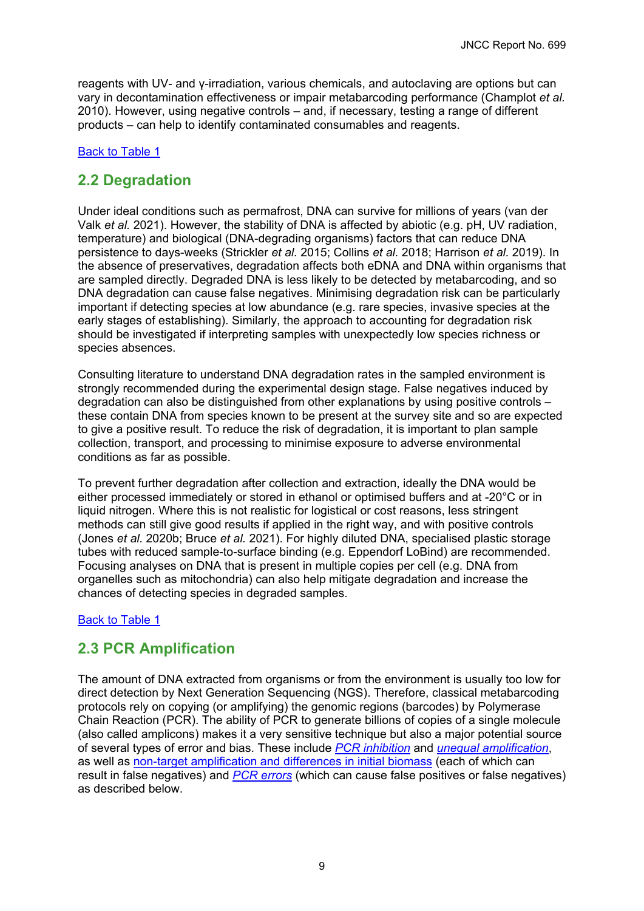reagents with UV- and γ-irradiation, various chemicals, and autoclaving are options but can vary in decontamination effectiveness or impair metabarcoding performance (Champlot *et al.* 2010). However, using negative controls – and, if necessary, testing a range of different products – can help to identify contaminated consumables and reagents.

Back to Table 1

## 2.2 Degradation

Under ideal conditions such as permafrost, DNA can survive for millions of years (van der Valk *et al.* 2021). However, the stability of DNA is affected by abiotic (e.g. pH, UV radiation, temperature) and biological (DNA-degrading organisms) factors that can reduce DNA persistence to days-weeks (Strickler *et al.* 2015; Collins *et al.* 2018; Harrison *et al.* 2019). In the absence of preservatives, degradation affects both eDNA and DNA within organisms that are sampled directly. Degraded DNA is less likely to be detected by metabarcoding, and so DNA degradation can cause false negatives. Minimising degradation risk can be particularly important if detecting species at low abundance (e.g. rare species, invasive species at the early stages of establishing). Similarly, the approach to accounting for degradation risk should be investigated if interpreting samples with unexpectedly low species richness or species absences.

Consulting literature to understand DNA degradation rates in the sampled environment is strongly recommended during the experimental design stage. False negatives induced by degradation can also be distinguished from other explanations by using positive controls – these contain DNA from species known to be present at the survey site and so are expected to give a positive result. To reduce the risk of degradation, it is important to plan sample collection, transport, and processing to minimise exposure to adverse environmental conditions as far as possible.

To prevent further degradation after collection and extraction, ideally the DNA would be either processed immediately or stored in ethanol or optimised buffers and at -20°C or in liquid nitrogen. Where this is not realistic for logistical or cost reasons, less stringent methods can still give good results if applied in the right way, and with positive controls (Jones *et al.* 2020b; Bruce *et al.* 2021). For highly diluted DNA, specialised plastic storage tubes with reduced sample-to-surface binding (e.g. Eppendorf LoBind) are recommended. Focusing analyses on DNA that is present in multiple copies per cell (e.g. DNA from organelles such as mitochondria) can also help mitigate degradation and increase the chances of detecting species in degraded samples.

Back to Table 1

## 2.3 PCR Amplification

The amount of DNA extracted from organisms or from the environment is usually too low for direct detection by Next Generation Sequencing (NGS). Therefore, classical metabarcoding protocols rely on copying (or amplifying) the genomic regions (barcodes) by Polymerase Chain Reaction (PCR). The ability of PCR to generate billions of copies of a single molecule (also called amplicons) makes it a very sensitive technique but also a major potential source of several types of error and bias. These include *PCR inhibition* and *unequal amplification*, as well as non-target amplification and differences in initial biomass (each of which can result in false negatives) and *PCR errors* (which can cause false positives or false negatives) as described below.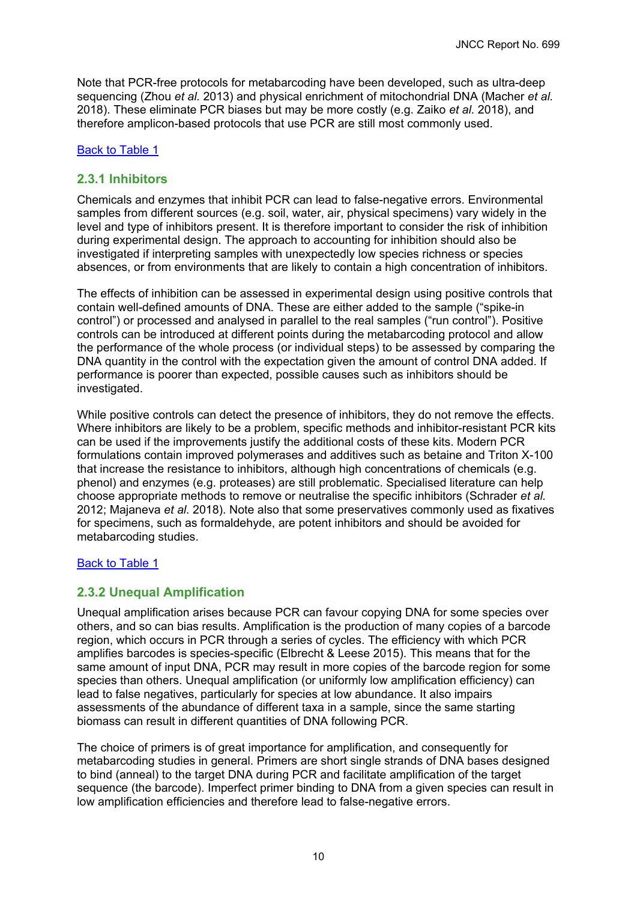Note that PCR-free protocols for metabarcoding have been developed, such as ultra-deep sequencing (Zhou *et al.* 2013) and physical enrichment of mitochondrial DNA (Macher *et al.* 2018). These eliminate PCR biases but may be more costly (e.g. Zaiko *et al.* 2018), and therefore amplicon-based protocols that use PCR are still most commonly used.

Back to Table 1

### 2.3.1 Inhibitors

Chemicals and enzymes that inhibit PCR can lead to false-negative errors. Environmental samples from different sources (e.g. soil, water, air, physical specimens) vary widely in the level and type of inhibitors present. It is therefore important to consider the risk of inhibition during experimental design. The approach to accounting for inhibition should also be investigated if interpreting samples with unexpectedly low species richness or species absences, or from environments that are likely to contain a high concentration of inhibitors.

The effects of inhibition can be assessed in experimental design using positive controls that contain well-defined amounts of DNA. These are either added to the sample ("spike-in control") or processed and analysed in parallel to the real samples ("run control"). Positive controls can be introduced at different points during the metabarcoding protocol and allow the performance of the whole process (or individual steps) to be assessed by comparing the DNA quantity in the control with the expectation given the amount of control DNA added. If performance is poorer than expected, possible causes such as inhibitors should be investigated.

While positive controls can detect the presence of inhibitors, they do not remove the effects. Where inhibitors are likely to be a problem, specific methods and inhibitor-resistant PCR kits can be used if the improvements justify the additional costs of these kits. Modern PCR formulations contain improved polymerases and additives such as betaine and Triton X-100 that increase the resistance to inhibitors, although high concentrations of chemicals (e.g. phenol) and enzymes (e.g. proteases) are still problematic. Specialised literature can help choose appropriate methods to remove or neutralise the specific inhibitors (Schrader *et al.* 2012; Majaneva *et al.* 2018). Note also that some preservatives commonly used as fixatives for specimens, such as formaldehyde, are potent inhibitors and should be avoided for metabarcoding studies.

Back to Table 1

### 2.3.2 Unequal Amplification

Unequal amplification arises because PCR can favour copying DNA for some species over others, and so can bias results. Amplification is the production of many copies of a barcode region, which occurs in PCR through a series of cycles. The efficiency with which PCR amplifies barcodes is species-specific (Elbrecht & Leese 2015). This means that for the same amount of input DNA, PCR may result in more copies of the barcode region for some species than others. Unequal amplification (or uniformly low amplification efficiency) can lead to false negatives, particularly for species at low abundance. It also impairs assessments of the abundance of different taxa in a sample, since the same starting biomass can result in different quantities of DNA following PCR.

The choice of primers is of great importance for amplification, and consequently for metabarcoding studies in general. Primers are short single strands of DNA bases designed to bind (anneal) to the target DNA during PCR and facilitate amplification of the target sequence (the barcode). Imperfect primer binding to DNA from a given species can result in low amplification efficiencies and therefore lead to false-negative errors.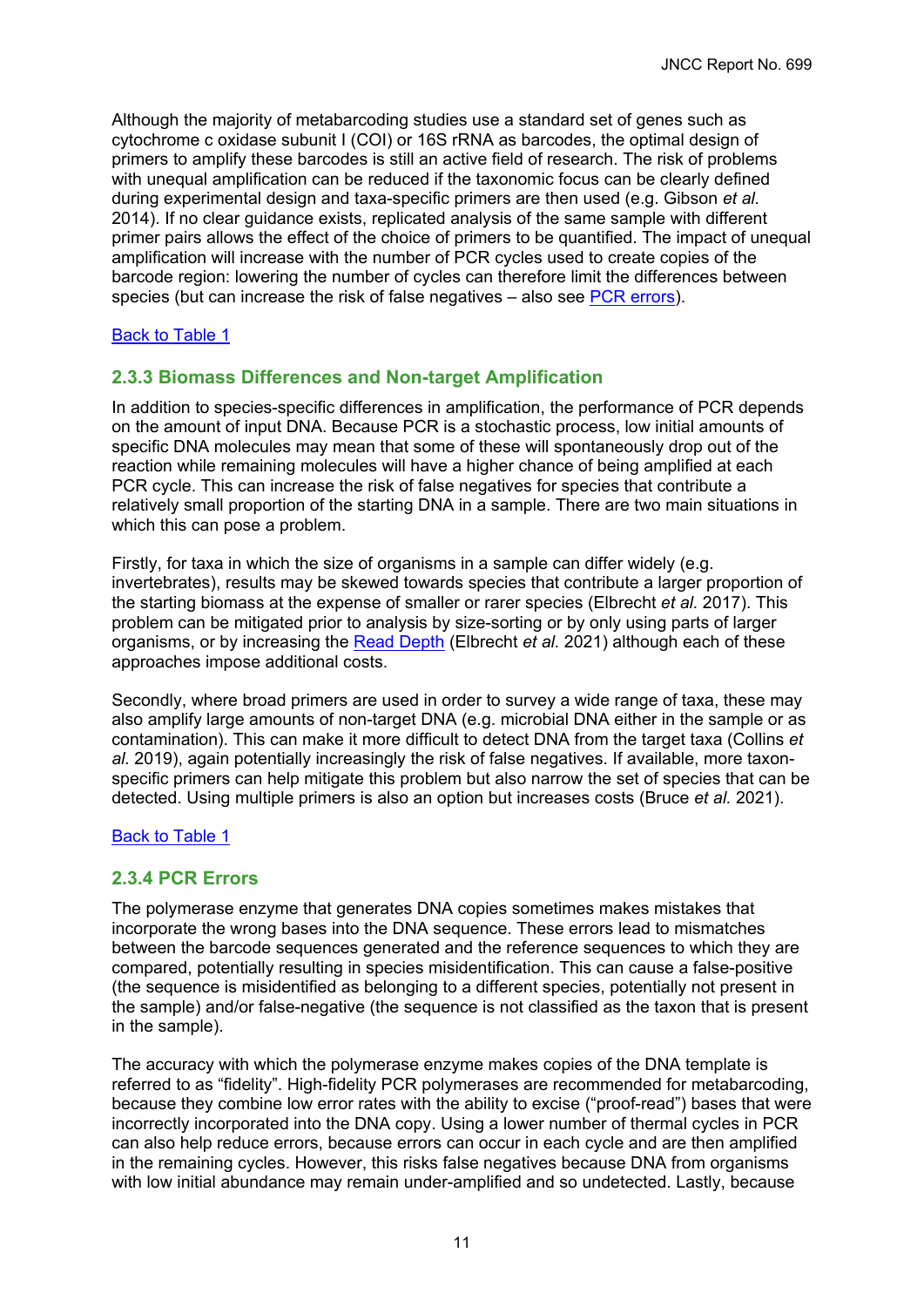Although the majority of metabarcoding studies use a standard set of genes such as cytochrome c oxidase subunit I (COI) or 16S rRNA as barcodes, the optimal design of primers to amplify these barcodes is still an active field of research. The risk of problems with unequal amplification can be reduced if the taxonomic focus can be clearly defined during experimental design and taxa-specific primers are then used (e.g. Gibson *et al.* 2014). If no clear guidance exists, replicated analysis of the same sample with different primer pairs allows the effect of the choice of primers to be quantified. The impact of unequal amplification will increase with the number of PCR cycles used to create copies of the barcode region: lowering the number of cycles can therefore limit the differences between species (but can increase the risk of false negatives – also see [PCR errors](#)).

[Back to Table 1](#)

### 2.3.3 Biomass Differences and Non-target Amplification

In addition to species-specific differences in amplification, the performance of PCR depends on the amount of input DNA. Because PCR is a stochastic process, low initial amounts of specific DNA molecules may mean that some of these will spontaneously drop out of the reaction while remaining molecules will have a higher chance of being amplified at each PCR cycle. This can increase the risk of false negatives for species that contribute a relatively small proportion of the starting DNA in a sample. There are two main situations in which this can pose a problem.

Firstly, for taxa in which the size of organisms in a sample can differ widely (e.g. invertebrates), results may be skewed towards species that contribute a larger proportion of the starting biomass at the expense of smaller or rarer species (Elbrecht *et al.* 2017). This problem can be mitigated prior to analysis by size-sorting or by only using parts of larger organisms, or by increasing the [Read Depth](#) (Elbrecht *et al.* 2021) although each of these approaches impose additional costs.

Secondly, where broad primers are used in order to survey a wide range of taxa, these may also amplify large amounts of non-target DNA (e.g. microbial DNA either in the sample or as contamination). This can make it more difficult to detect DNA from the target taxa (Collins *et al.* 2019), again potentially increasingly the risk of false negatives. If available, more taxon-specific primers can help mitigate this problem but also narrow the set of species that can be detected. Using multiple primers is also an option but increases costs (Bruce *et al.* 2021).

[Back to Table 1](#)

### 2.3.4 PCR Errors

The polymerase enzyme that generates DNA copies sometimes makes mistakes that incorporate the wrong bases into the DNA sequence. These errors lead to mismatches between the barcode sequences generated and the reference sequences to which they are compared, potentially resulting in species misidentification. This can cause a false-positive (the sequence is misidentified as belonging to a different species, potentially not present in the sample) and/or false-negative (the sequence is not classified as the taxon that is present in the sample).

The accuracy with which the polymerase enzyme makes copies of the DNA template is referred to as "fidelity". High-fidelity PCR polymerases are recommended for metabarcoding, because they combine low error rates with the ability to excise ("proof-read") bases that were incorrectly incorporated into the DNA copy. Using a lower number of thermal cycles in PCR can also help reduce errors, because errors can occur in each cycle and are then amplified in the remaining cycles. However, this risks false negatives because DNA from organisms with low initial abundance may remain under-amplified and so undetected. Lastly, because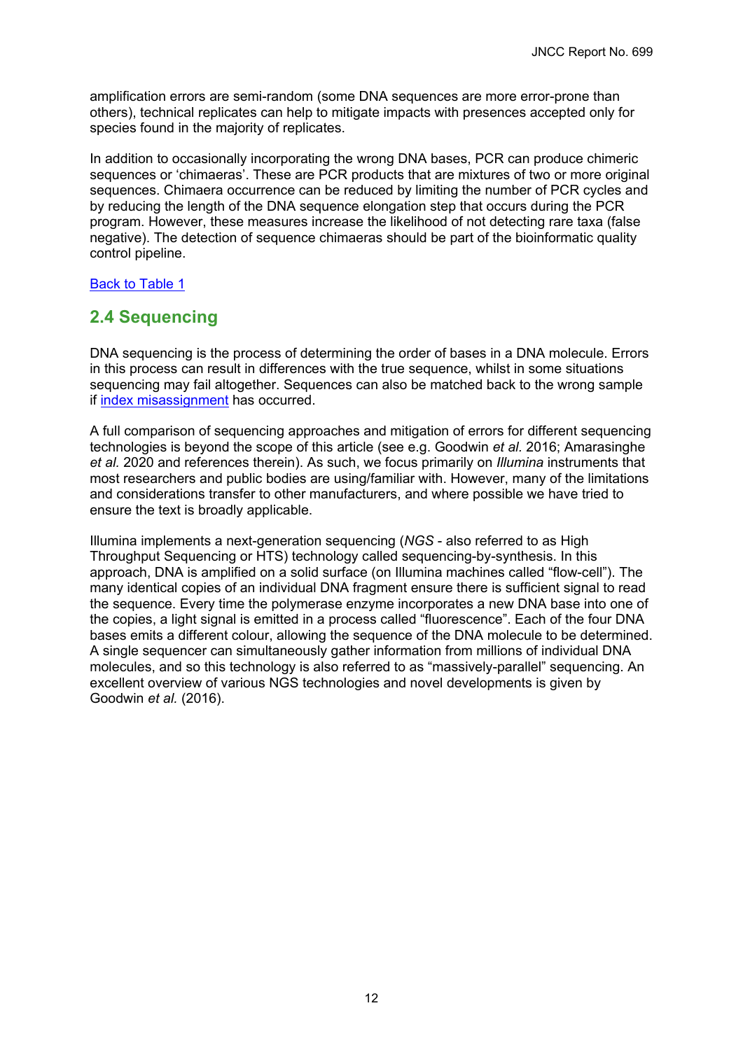amplification errors are semi-random (some DNA sequences are more error-prone than others), technical replicates can help to mitigate impacts with presences accepted only for species found in the majority of replicates.

In addition to occasionally incorporating the wrong DNA bases, PCR can produce chimeric sequences or 'chimaeras'. These are PCR products that are mixtures of two or more original sequences. Chimaera occurrence can be reduced by limiting the number of PCR cycles and by reducing the length of the DNA sequence elongation step that occurs during the PCR program. However, these measures increase the likelihood of not detecting rare taxa (false negative). The detection of sequence chimaeras should be part of the bioinformatic quality control pipeline.

[Back to Table 1](#)

## 2.4 Sequencing

DNA sequencing is the process of determining the order of bases in a DNA molecule. Errors in this process can result in differences with the true sequence, whilst in some situations sequencing may fail altogether. Sequences can also be matched back to the wrong sample if [index misassignment](#) has occurred.

A full comparison of sequencing approaches and mitigation of errors for different sequencing technologies is beyond the scope of this article (see e.g. Goodwin *et al.* 2016; Amarasinghe *et al.* 2020 and references therein). As such, we focus primarily on *Illumina* instruments that most researchers and public bodies are using/familiar with. However, many of the limitations and considerations transfer to other manufacturers, and where possible we have tried to ensure the text is broadly applicable.

Illumina implements a next-generation sequencing (*NGS* - also referred to as High Throughput Sequencing or HTS) technology called sequencing-by-synthesis. In this approach, DNA is amplified on a solid surface (on Illumina machines called "flow-cell"). The many identical copies of an individual DNA fragment ensure there is sufficient signal to read the sequence. Every time the polymerase enzyme incorporates a new DNA base into one of the copies, a light signal is emitted in a process called "fluorescence". Each of the four DNA bases emits a different colour, allowing the sequence of the DNA molecule to be determined. A single sequencer can simultaneously gather information from millions of individual DNA molecules, and so this technology is also referred to as "massively-parallel" sequencing. An excellent overview of various NGS technologies and novel developments is given by Goodwin *et al.* (2016).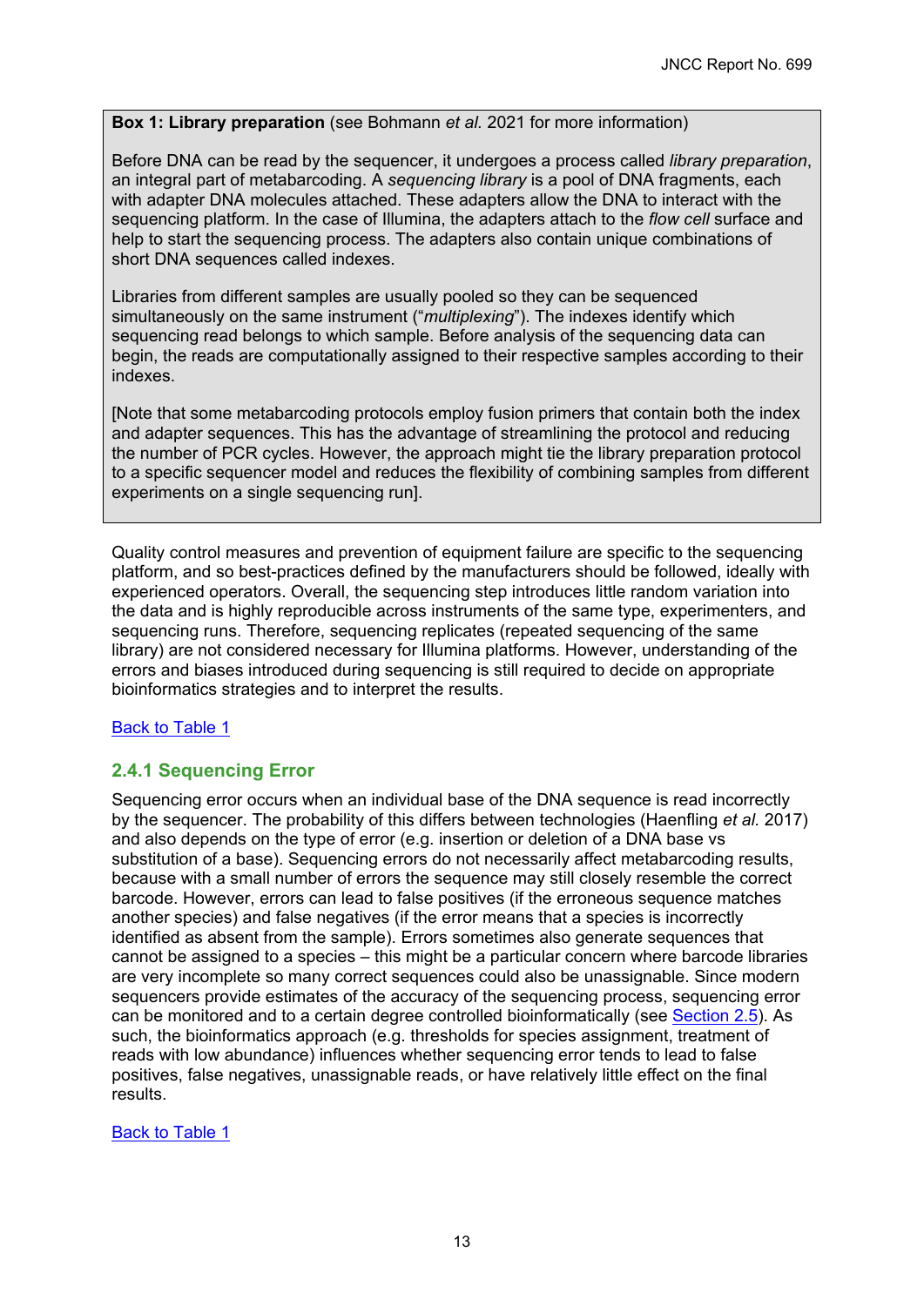**Box 1: Library preparation** (see Bohmann *et al.* 2021 for more information)

Before DNA can be read by the sequencer, it undergoes a process called *library preparation*, an integral part of metabarcoding. A *sequencing library* is a pool of DNA fragments, each with adapter DNA molecules attached. These adapters allow the DNA to interact with the sequencing platform. In the case of Illumina, the adapters attach to the *flow cell* surface and help to start the sequencing process. The adapters also contain unique combinations of short DNA sequences called indexes.

Libraries from different samples are usually pooled so they can be sequenced simultaneously on the same instrument ("*multiplexing*"). The indexes identify which sequencing read belongs to which sample. Before analysis of the sequencing data can begin, the reads are computationally assigned to their respective samples according to their indexes.

[Note that some metabarcoding protocols employ fusion primers that contain both the index and adapter sequences. This has the advantage of streamlining the protocol and reducing the number of PCR cycles. However, the approach might tie the library preparation protocol to a specific sequencer model and reduces the flexibility of combining samples from different experiments on a single sequencing run].

Quality control measures and prevention of equipment failure are specific to the sequencing platform, and so best-practices defined by the manufacturers should be followed, ideally with experienced operators. Overall, the sequencing step introduces little random variation into the data and is highly reproducible across instruments of the same type, experimenters, and sequencing runs. Therefore, sequencing replicates (repeated sequencing of the same library) are not considered necessary for Illumina platforms. However, understanding of the errors and biases introduced during sequencing is still required to decide on appropriate bioinformatics strategies and to interpret the results.

Back to Table 1

### 2.4.1 Sequencing Error

Sequencing error occurs when an individual base of the DNA sequence is read incorrectly by the sequencer. The probability of this differs between technologies (Haenfling *et al.* 2017) and also depends on the type of error (e.g. insertion or deletion of a DNA base vs substitution of a base). Sequencing errors do not necessarily affect metabarcoding results, because with a small number of errors the sequence may still closely resemble the correct barcode. However, errors can lead to false positives (if the erroneous sequence matches another species) and false negatives (if the error means that a species is incorrectly identified as absent from the sample). Errors sometimes also generate sequences that cannot be assigned to a species – this might be a particular concern where barcode libraries are very incomplete so many correct sequences could also be unassignable. Since modern sequencers provide estimates of the accuracy of the sequencing process, sequencing error can be monitored and to a certain degree controlled bioinformatically (see Section 2.5). As such, the bioinformatics approach (e.g. thresholds for species assignment, treatment of reads with low abundance) influences whether sequencing error tends to lead to false positives, false negatives, unassignable reads, or have relatively little effect on the final results.

Back to Table 1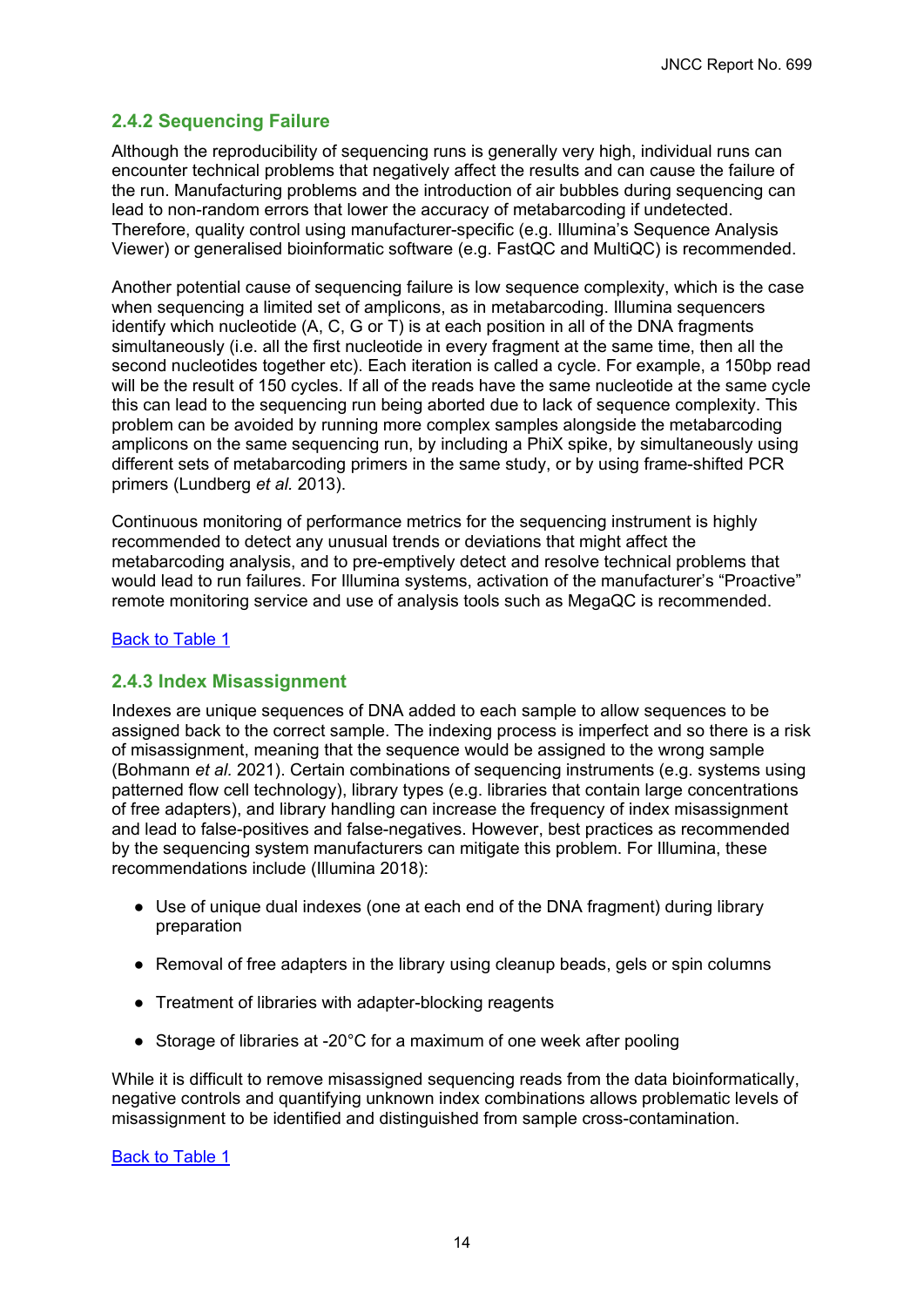### 2.4.2 Sequencing Failure

Although the reproducibility of sequencing runs is generally very high, individual runs can encounter technical problems that negatively affect the results and can cause the failure of the run. Manufacturing problems and the introduction of air bubbles during sequencing can lead to non-random errors that lower the accuracy of metabarcoding if undetected. Therefore, quality control using manufacturer-specific (e.g. Illumina's Sequence Analysis Viewer) or generalised bioinformatic software (e.g. FastQC and MultiQC) is recommended.

Another potential cause of sequencing failure is low sequence complexity, which is the case when sequencing a limited set of amplicons, as in metabarcoding. Illumina sequencers identify which nucleotide (A, C, G or T) is at each position in all of the DNA fragments simultaneously (i.e. all the first nucleotide in every fragment at the same time, then all the second nucleotides together etc). Each iteration is called a cycle. For example, a 150bp read will be the result of 150 cycles. If all of the reads have the same nucleotide at the same cycle this can lead to the sequencing run being aborted due to lack of sequence complexity. This problem can be avoided by running more complex samples alongside the metabarcoding amplicons on the same sequencing run, by including a PhiX spike, by simultaneously using different sets of metabarcoding primers in the same study, or by using frame-shifted PCR primers (Lundberg *et al.* 2013).

Continuous monitoring of performance metrics for the sequencing instrument is highly recommended to detect any unusual trends or deviations that might affect the metabarcoding analysis, and to pre-emptively detect and resolve technical problems that would lead to run failures. For Illumina systems, activation of the manufacturer's "Proactive" remote monitoring service and use of analysis tools such as MegaQC is recommended.

Back to Table 1

### 2.4.3 Index Misassignment

Indexes are unique sequences of DNA added to each sample to allow sequences to be assigned back to the correct sample. The indexing process is imperfect and so there is a risk of misassignment, meaning that the sequence would be assigned to the wrong sample (Bohmann *et al.* 2021). Certain combinations of sequencing instruments (e.g. systems using patterned flow cell technology), library types (e.g. libraries that contain large concentrations of free adapters), and library handling can increase the frequency of index misassignment and lead to false-positives and false-negatives. However, best practices as recommended by the sequencing system manufacturers can mitigate this problem. For Illumina, these recommendations include (Illumina 2018):

- Use of unique dual indexes (one at each end of the DNA fragment) during library preparation
- Removal of free adapters in the library using cleanup beads, gels or spin columns
- Treatment of libraries with adapter-blocking reagents
- Storage of libraries at -20°C for a maximum of one week after pooling

While it is difficult to remove misassigned sequencing reads from the data bioinformatically, negative controls and quantifying unknown index combinations allows problematic levels of misassignment to be identified and distinguished from sample cross-contamination.

Back to Table 1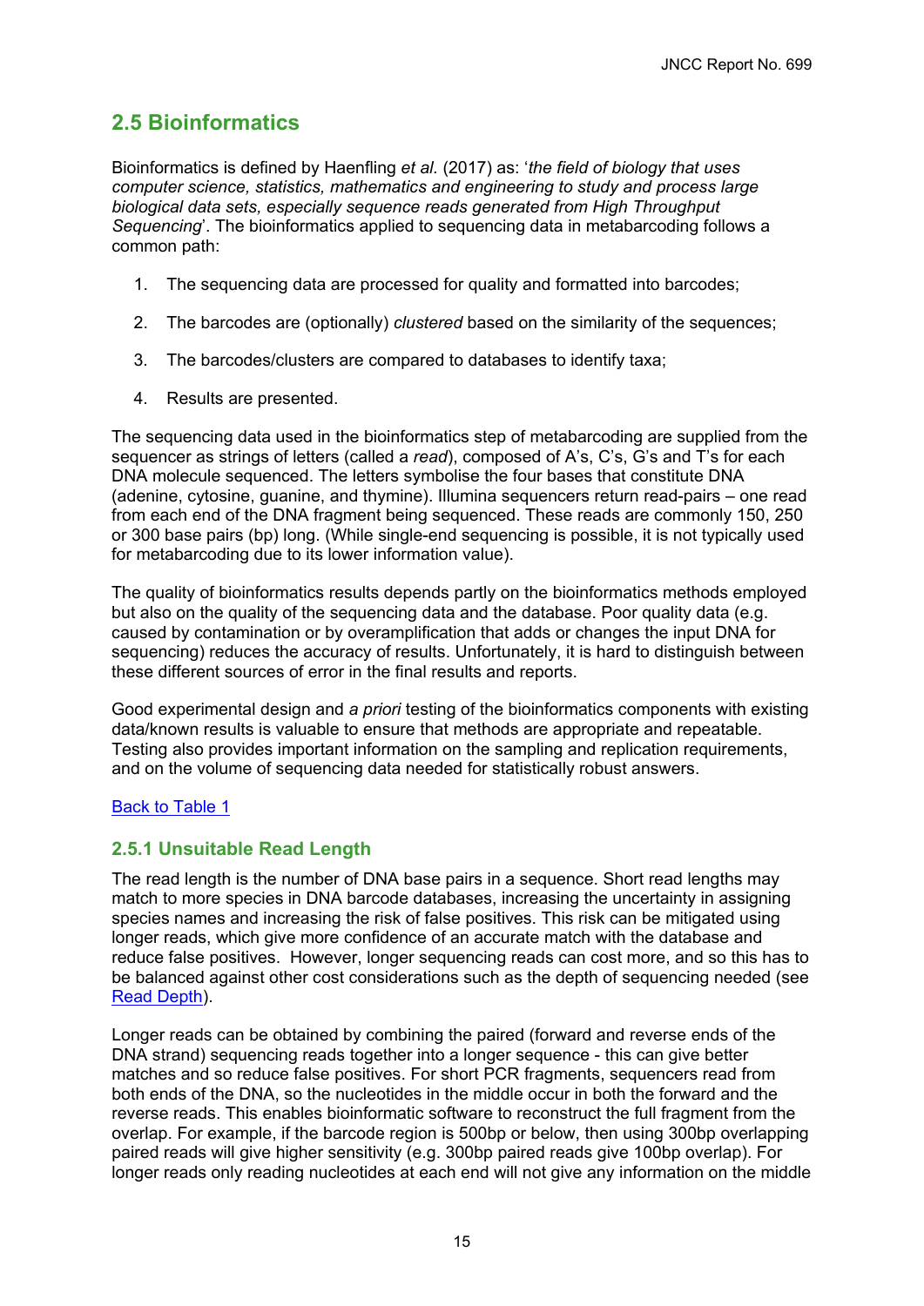## 2.5 Bioinformatics

Bioinformatics is defined by Haenfling *et al.* (2017) as: '*the field of biology that uses computer science, statistics, mathematics and engineering to study and process large biological data sets, especially sequence reads generated from High Throughput Sequencing*'. The bioinformatics applied to sequencing data in metabarcoding follows a common path:

1. The sequencing data are processed for quality and formatted into barcodes;
2. The barcodes are (optionally) *clustered* based on the similarity of the sequences;
3. The barcodes/clusters are compared to databases to identify taxa;
4. Results are presented.

The sequencing data used in the bioinformatics step of metabarcoding are supplied from the sequencer as strings of letters (called a *read*), composed of A's, C's, G's and T's for each DNA molecule sequenced. The letters symbolise the four bases that constitute DNA (adenine, cytosine, guanine, and thymine). Illumina sequencers return read-pairs – one read from each end of the DNA fragment being sequenced. These reads are commonly 150, 250 or 300 base pairs (bp) long. (While single-end sequencing is possible, it is not typically used for metabarcoding due to its lower information value).

The quality of bioinformatics results depends partly on the bioinformatics methods employed but also on the quality of the sequencing data and the database. Poor quality data (e.g. caused by contamination or by overamplification that adds or changes the input DNA for sequencing) reduces the accuracy of results. Unfortunately, it is hard to distinguish between these different sources of error in the final results and reports.

Good experimental design and *a priori* testing of the bioinformatics components with existing data/known results is valuable to ensure that methods are appropriate and repeatable. Testing also provides important information on the sampling and replication requirements, and on the volume of sequencing data needed for statistically robust answers.

Back to Table 1

### 2.5.1 Unsuitable Read Length

The read length is the number of DNA base pairs in a sequence. Short read lengths may match to more species in DNA barcode databases, increasing the uncertainty in assigning species names and increasing the risk of false positives. This risk can be mitigated using longer reads, which give more confidence of an accurate match with the database and reduce false positives. However, longer sequencing reads can cost more, and so this has to be balanced against other cost considerations such as the depth of sequencing needed (see Read Depth).

Longer reads can be obtained by combining the paired (forward and reverse ends of the DNA strand) sequencing reads together into a longer sequence - this can give better matches and so reduce false positives. For short PCR fragments, sequencers read from both ends of the DNA, so the nucleotides in the middle occur in both the forward and the reverse reads. This enables bioinformatic software to reconstruct the full fragment from the overlap. For example, if the barcode region is 500bp or below, then using 300bp overlapping paired reads will give higher sensitivity (e.g. 300bp paired reads give 100bp overlap). For longer reads only reading nucleotides at each end will not give any information on the middle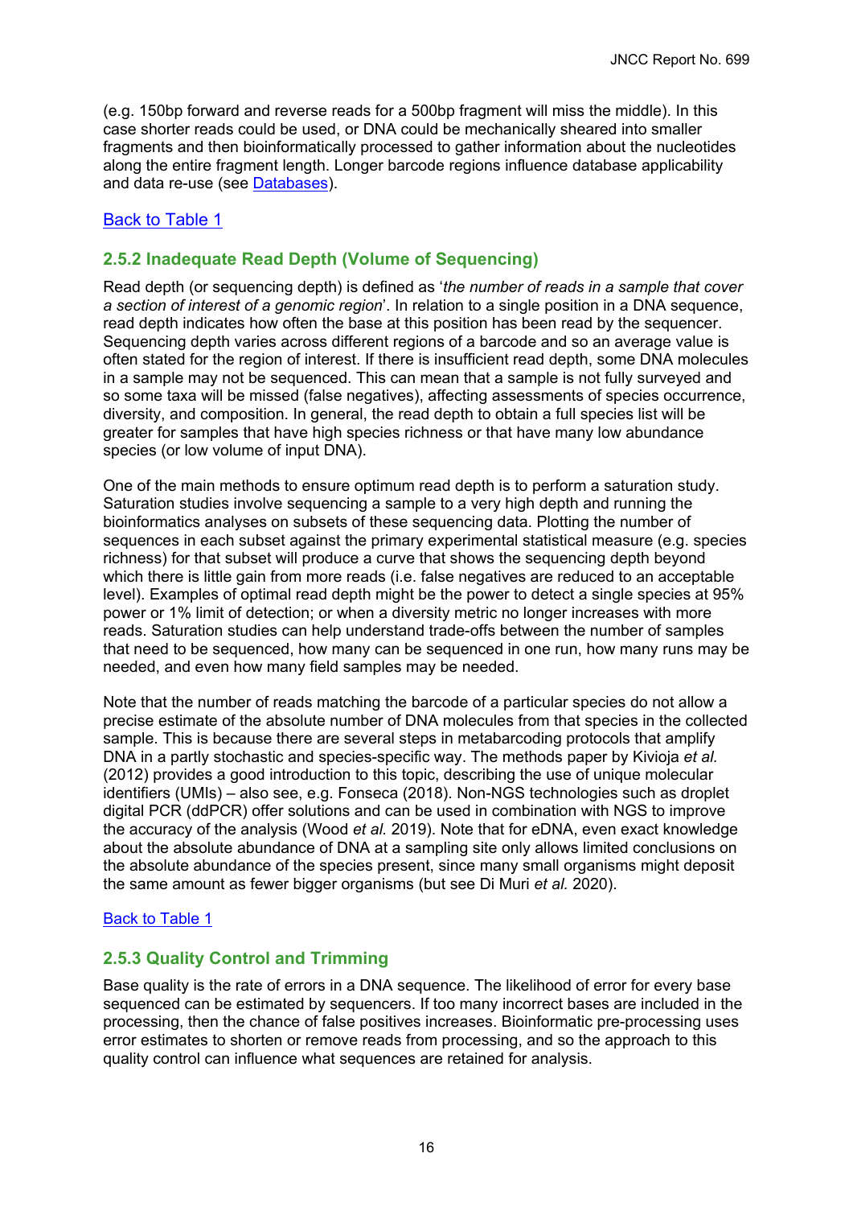(e.g. 150bp forward and reverse reads for a 500bp fragment will miss the middle). In this case shorter reads could be used, or DNA could be mechanically sheared into smaller fragments and then bioinformatically processed to gather information about the nucleotides along the entire fragment length. Longer barcode regions influence database applicability and data re-use (see Databases).

Back to Table 1

### 2.5.2 Inadequate Read Depth (Volume of Sequencing)

Read depth (or sequencing depth) is defined as '*the number of reads in a sample that cover a section of interest of a genomic region*'. In relation to a single position in a DNA sequence, read depth indicates how often the base at this position has been read by the sequencer. Sequencing depth varies across different regions of a barcode and so an average value is often stated for the region of interest. If there is insufficient read depth, some DNA molecules in a sample may not be sequenced. This can mean that a sample is not fully surveyed and so some taxa will be missed (false negatives), affecting assessments of species occurrence, diversity, and composition. In general, the read depth to obtain a full species list will be greater for samples that have high species richness or that have many low abundance species (or low volume of input DNA).

One of the main methods to ensure optimum read depth is to perform a saturation study. Saturation studies involve sequencing a sample to a very high depth and running the bioinformatics analyses on subsets of these sequencing data. Plotting the number of sequences in each subset against the primary experimental statistical measure (e.g. species richness) for that subset will produce a curve that shows the sequencing depth beyond which there is little gain from more reads (i.e. false negatives are reduced to an acceptable level). Examples of optimal read depth might be the power to detect a single species at 95% power or 1% limit of detection; or when a diversity metric no longer increases with more reads. Saturation studies can help understand trade-offs between the number of samples that need to be sequenced, how many can be sequenced in one run, how many runs may be needed, and even how many field samples may be needed.

Note that the number of reads matching the barcode of a particular species do not allow a precise estimate of the absolute number of DNA molecules from that species in the collected sample. This is because there are several steps in metabarcoding protocols that amplify DNA in a partly stochastic and species-specific way. The methods paper by Kivioja *et al.* (2012) provides a good introduction to this topic, describing the use of unique molecular identifiers (UMIs) – also see, e.g. Fonseca (2018). Non-NGS technologies such as droplet digital PCR (ddPCR) offer solutions and can be used in combination with NGS to improve the accuracy of the analysis (Wood *et al.* 2019). Note that for eDNA, even exact knowledge about the absolute abundance of DNA at a sampling site only allows limited conclusions on the absolute abundance of the species present, since many small organisms might deposit the same amount as fewer bigger organisms (but see Di Muri *et al.* 2020).

Back to Table 1

### 2.5.3 Quality Control and Trimming

Base quality is the rate of errors in a DNA sequence. The likelihood of error for every base sequenced can be estimated by sequencers. If too many incorrect bases are included in the processing, then the chance of false positives increases. Bioinformatic pre-processing uses error estimates to shorten or remove reads from processing, and so the approach to this quality control can influence what sequences are retained for analysis.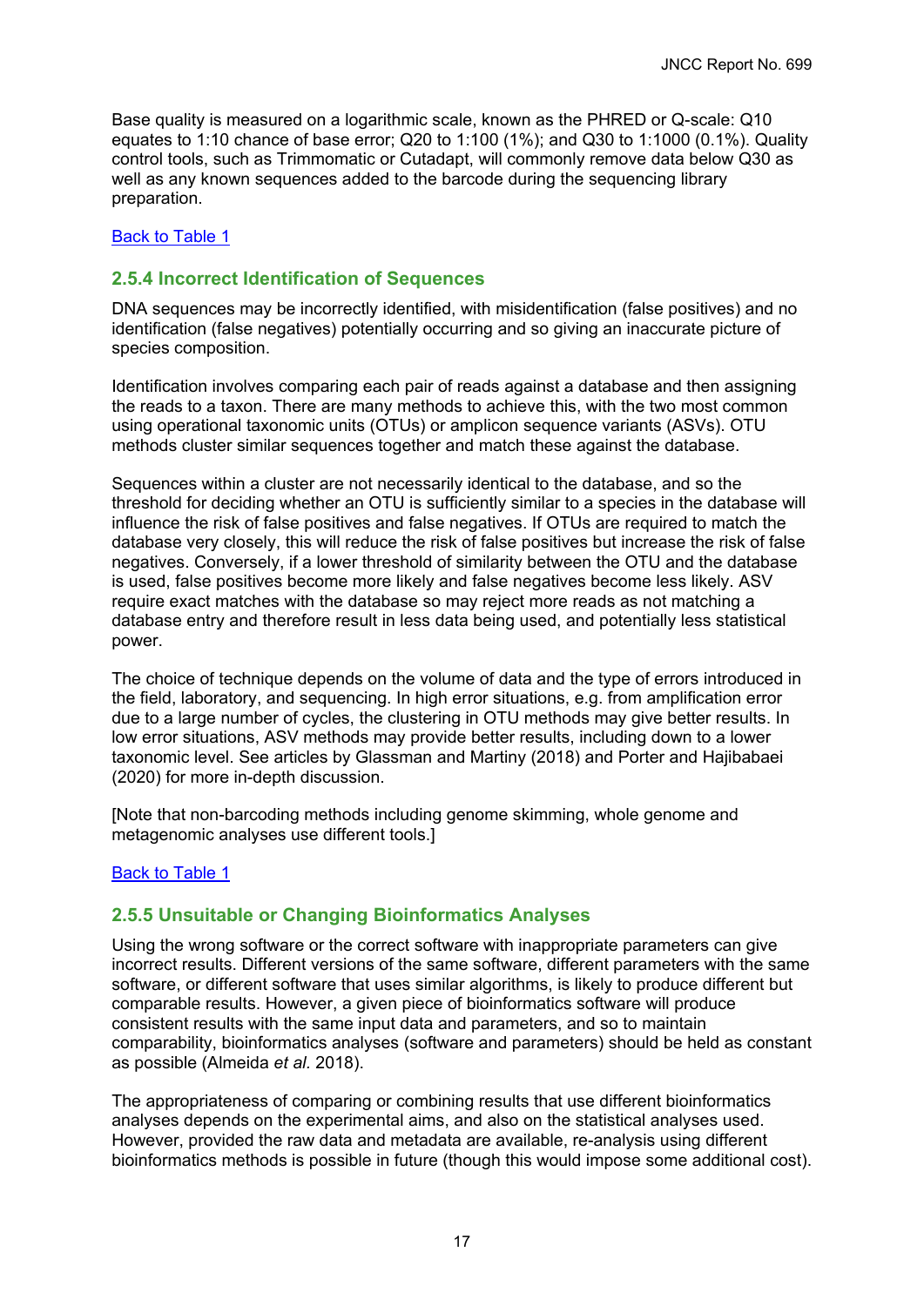Base quality is measured on a logarithmic scale, known as the PHRED or Q-scale: Q10 equates to 1:10 chance of base error; Q20 to 1:100 (1%); and Q30 to 1:1000 (0.1%). Quality control tools, such as Trimmomatic or Cutadapt, will commonly remove data below Q30 as well as any known sequences added to the barcode during the sequencing library preparation.

[Back to Table 1]

### 2.5.4 Incorrect Identification of Sequences

DNA sequences may be incorrectly identified, with misidentification (false positives) and no identification (false negatives) potentially occurring and so giving an inaccurate picture of species composition.

Identification involves comparing each pair of reads against a database and then assigning the reads to a taxon. There are many methods to achieve this, with the two most common using operational taxonomic units (OTUs) or amplicon sequence variants (ASVs). OTU methods cluster similar sequences together and match these against the database.

Sequences within a cluster are not necessarily identical to the database, and so the threshold for deciding whether an OTU is sufficiently similar to a species in the database will influence the risk of false positives and false negatives. If OTUs are required to match the database very closely, this will reduce the risk of false positives but increase the risk of false negatives. Conversely, if a lower threshold of similarity between the OTU and the database is used, false positives become more likely and false negatives become less likely. ASV require exact matches with the database so may reject more reads as not matching a database entry and therefore result in less data being used, and potentially less statistical power.

The choice of technique depends on the volume of data and the type of errors introduced in the field, laboratory, and sequencing. In high error situations, e.g. from amplification error due to a large number of cycles, the clustering in OTU methods may give better results. In low error situations, ASV methods may provide better results, including down to a lower taxonomic level. See articles by Glassman and Martiny (2018) and Porter and Hajibabaei (2020) for more in-depth discussion.

[Note that non-barcoding methods including genome skimming, whole genome and metagenomic analyses use different tools.]

[Back to Table 1]

### 2.5.5 Unsuitable or Changing Bioinformatics Analyses

Using the wrong software or the correct software with inappropriate parameters can give incorrect results. Different versions of the same software, different parameters with the same software, or different software that uses similar algorithms, is likely to produce different but comparable results. However, a given piece of bioinformatics software will produce consistent results with the same input data and parameters, and so to maintain comparability, bioinformatics analyses (software and parameters) should be held as constant as possible (Almeida *et al.* 2018).

The appropriateness of comparing or combining results that use different bioinformatics analyses depends on the experimental aims, and also on the statistical analyses used. However, provided the raw data and metadata are available, re-analysis using different bioinformatics methods is possible in future (though this would impose some additional cost).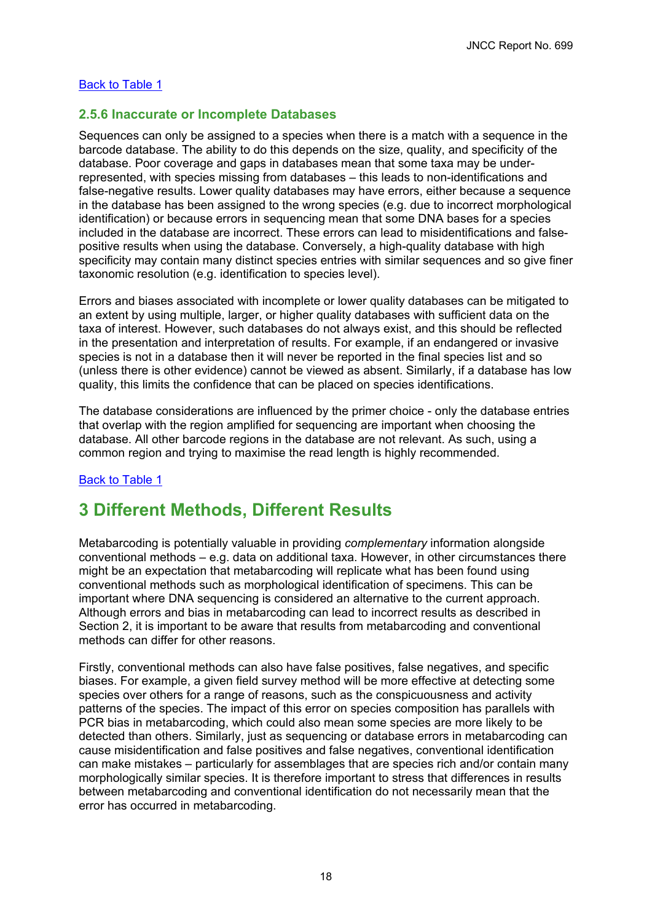[Back to Table 1](#)

### 2.5.6 Inaccurate or Incomplete Databases

Sequences can only be assigned to a species when there is a match with a sequence in the barcode database. The ability to do this depends on the size, quality, and specificity of the database. Poor coverage and gaps in databases mean that some taxa may be under-represented, with species missing from databases – this leads to non-identifications and false-negative results. Lower quality databases may have errors, either because a sequence in the database has been assigned to the wrong species (e.g. due to incorrect morphological identification) or because errors in sequencing mean that some DNA bases for a species included in the database are incorrect. These errors can lead to misidentifications and false-positive results when using the database. Conversely, a high-quality database with high specificity may contain many distinct species entries with similar sequences and so give finer taxonomic resolution (e.g. identification to species level).

Errors and biases associated with incomplete or lower quality databases can be mitigated to an extent by using multiple, larger, or higher quality databases with sufficient data on the taxa of interest. However, such databases do not always exist, and this should be reflected in the presentation and interpretation of results. For example, if an endangered or invasive species is not in a database then it will never be reported in the final species list and so (unless there is other evidence) cannot be viewed as absent. Similarly, if a database has low quality, this limits the confidence that can be placed on species identifications.

The database considerations are influenced by the primer choice - only the database entries that overlap with the region amplified for sequencing are important when choosing the database. All other barcode regions in the database are not relevant. As such, using a common region and trying to maximise the read length is highly recommended.

[Back to Table 1](#)

## 3 Different Methods, Different Results

Metabarcoding is potentially valuable in providing *complementary* information alongside conventional methods – e.g. data on additional taxa. However, in other circumstances there might be an expectation that metabarcoding will replicate what has been found using conventional methods such as morphological identification of specimens. This can be important where DNA sequencing is considered an alternative to the current approach. Although errors and bias in metabarcoding can lead to incorrect results as described in Section 2, it is important to be aware that results from metabarcoding and conventional methods can differ for other reasons.

Firstly, conventional methods can also have false positives, false negatives, and specific biases. For example, a given field survey method will be more effective at detecting some species over others for a range of reasons, such as the conspicuousness and activity patterns of the species. The impact of this error on species composition has parallels with PCR bias in metabarcoding, which could also mean some species are more likely to be detected than others. Similarly, just as sequencing or database errors in metabarcoding can cause misidentification and false positives and false negatives, conventional identification can make mistakes – particularly for assemblages that are species rich and/or contain many morphologically similar species. It is therefore important to stress that differences in results between metabarcoding and conventional identification do not necessarily mean that the error has occurred in metabarcoding.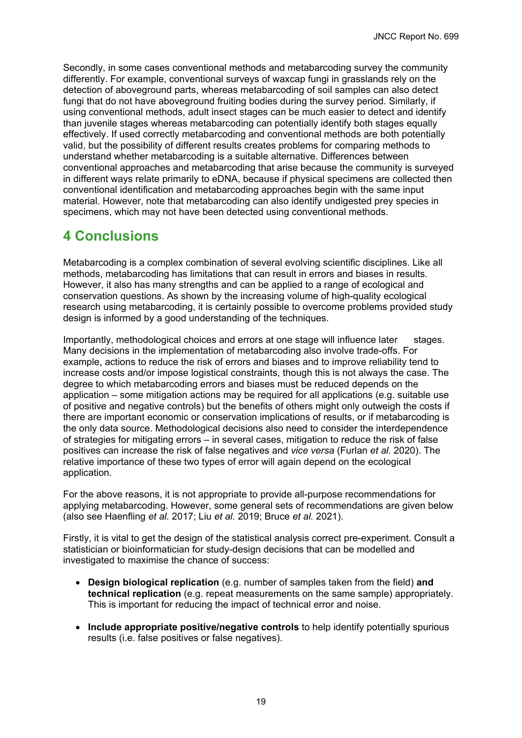Secondly, in some cases conventional methods and metabarcoding survey the community differently. For example, conventional surveys of waxcap fungi in grasslands rely on the detection of aboveground parts, whereas metabarcoding of soil samples can also detect fungi that do not have aboveground fruiting bodies during the survey period. Similarly, if using conventional methods, adult insect stages can be much easier to detect and identify than juvenile stages whereas metabarcoding can potentially identify both stages equally effectively. If used correctly metabarcoding and conventional methods are both potentially valid, but the possibility of different results creates problems for comparing methods to understand whether metabarcoding is a suitable alternative. Differences between conventional approaches and metabarcoding that arise because the community is surveyed in different ways relate primarily to eDNA, because if physical specimens are collected then conventional identification and metabarcoding approaches begin with the same input material. However, note that metabarcoding can also identify undigested prey species in specimens, which may not have been detected using conventional methods.

# 4 Conclusions

Metabarcoding is a complex combination of several evolving scientific disciplines. Like all methods, metabarcoding has limitations that can result in errors and biases in results. However, it also has many strengths and can be applied to a range of ecological and conservation questions. As shown by the increasing volume of high-quality ecological research using metabarcoding, it is certainly possible to overcome problems provided study design is informed by a good understanding of the techniques.

Importantly, methodological choices and errors at one stage will influence later stages. Many decisions in the implementation of metabarcoding also involve trade-offs. For example, actions to reduce the risk of errors and biases and to improve reliability tend to increase costs and/or impose logistical constraints, though this is not always the case. The degree to which metabarcoding errors and biases must be reduced depends on the application – some mitigation actions may be required for all applications (e.g. suitable use of positive and negative controls) but the benefits of others might only outweigh the costs if there are important economic or conservation implications of results, or if metabarcoding is the only data source. Methodological decisions also need to consider the interdependence of strategies for mitigating errors – in several cases, mitigation to reduce the risk of false positives can increase the risk of false negatives and *vice versa* (Furlan *et al.* 2020). The relative importance of these two types of error will again depend on the ecological application.

For the above reasons, it is not appropriate to provide all-purpose recommendations for applying metabarcoding. However, some general sets of recommendations are given below (also see Haenfling *et al.* 2017; Liu *et al.* 2019; Bruce *et al.* 2021).

Firstly, it is vital to get the design of the statistical analysis correct pre-experiment. Consult a statistician or bioinformatician for study-design decisions that can be modelled and investigated to maximise the chance of success:

- **Design biological replication** (e.g. number of samples taken from the field) **and technical replication** (e.g. repeat measurements on the same sample) appropriately. This is important for reducing the impact of technical error and noise.

- **Include appropriate positive/negative controls** to help identify potentially spurious results (i.e. false positives or false negatives).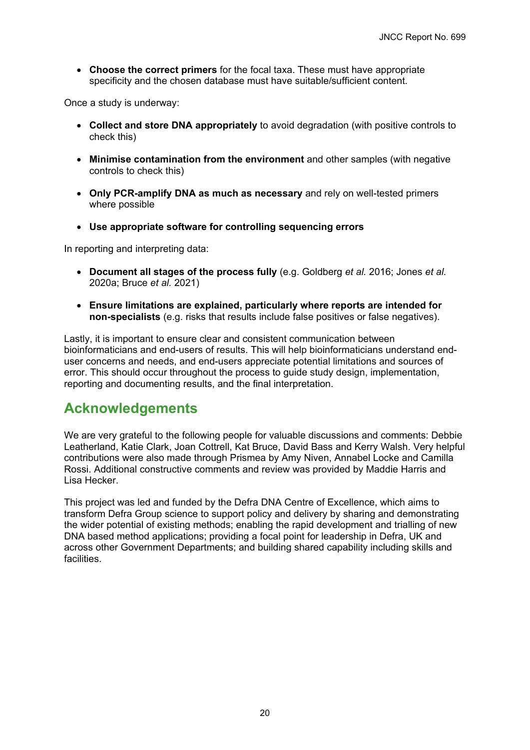- **Choose the correct primers** for the focal taxa. These must have appropriate specificity and the chosen database must have suitable/sufficient content.

Once a study is underway:

- **Collect and store DNA appropriately** to avoid degradation (with positive controls to check this)
- **Minimise contamination from the environment** and other samples (with negative controls to check this)
- **Only PCR-amplify DNA as much as necessary** and rely on well-tested primers where possible
- **Use appropriate software for controlling sequencing errors**

In reporting and interpreting data:

- **Document all stages of the process fully** (e.g. Goldberg *et al.* 2016; Jones *et al.* 2020a; Bruce *et al.* 2021)
- **Ensure limitations are explained, particularly where reports are intended for non-specialists** (e.g. risks that results include false positives or false negatives).

Lastly, it is important to ensure clear and consistent communication between bioinformaticians and end-users of results. This will help bioinformaticians understand end-user concerns and needs, and end-users appreciate potential limitations and sources of error. This should occur throughout the process to guide study design, implementation, reporting and documenting results, and the final interpretation.

## Acknowledgements

We are very grateful to the following people for valuable discussions and comments: Debbie Leatherland, Katie Clark, Joan Cottrell, Kat Bruce, David Bass and Kerry Walsh. Very helpful contributions were also made through Prismea by Amy Niven, Annabel Locke and Camilla Rossi. Additional constructive comments and review was provided by Maddie Harris and Lisa Hecker.

This project was led and funded by the Defra DNA Centre of Excellence, which aims to transform Defra Group science to support policy and delivery by sharing and demonstrating the wider potential of existing methods; enabling the rapid development and trialling of new DNA based method applications; providing a focal point for leadership in Defra, UK and across other Government Departments; and building shared capability including skills and facilities.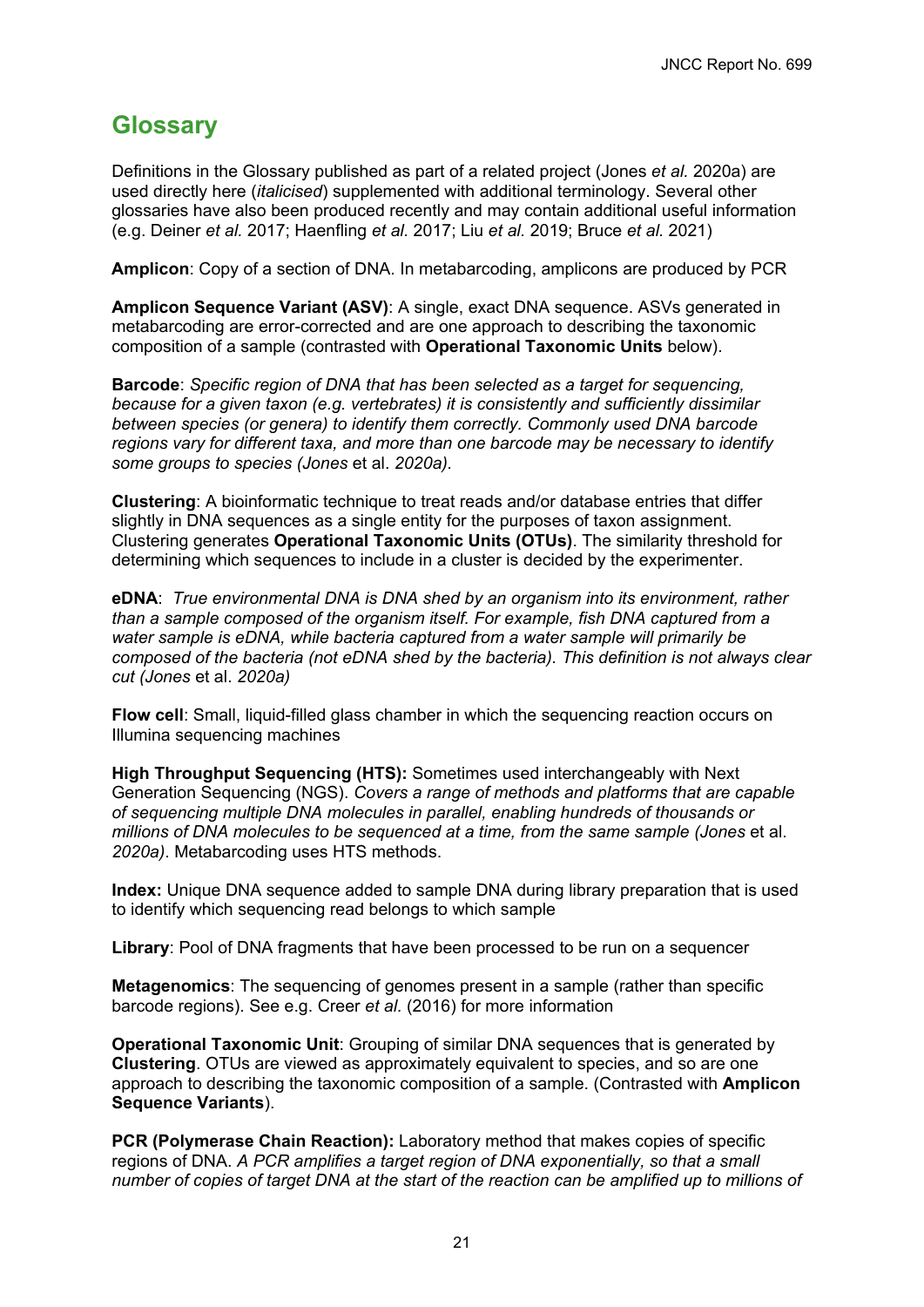# Glossary

Definitions in the Glossary published as part of a related project (Jones *et al.* 2020a) are used directly here (*italicised*) supplemented with additional terminology. Several other glossaries have also been produced recently and may contain additional useful information (e.g. Deiner *et al.* 2017; Haenfling *et al.* 2017; Liu *et al.* 2019; Bruce *et al.* 2021)

**Amplicon**: Copy of a section of DNA. In metabarcoding, amplicons are produced by PCR

**Amplicon Sequence Variant (ASV)**: A single, exact DNA sequence. ASVs generated in metabarcoding are error-corrected and are one approach to describing the taxonomic composition of a sample (contrasted with **Operational Taxonomic Units** below).

**Barcode**: *Specific region of DNA that has been selected as a target for sequencing, because for a given taxon (e.g. vertebrates) it is consistently and sufficiently dissimilar between species (or genera) to identify them correctly. Commonly used DNA barcode regions vary for different taxa, and more than one barcode may be necessary to identify some groups to species (Jones* et al. *2020a).*

**Clustering**: A bioinformatic technique to treat reads and/or database entries that differ slightly in DNA sequences as a single entity for the purposes of taxon assignment. Clustering generates **Operational Taxonomic Units (OTUs)**. The similarity threshold for determining which sequences to include in a cluster is decided by the experimenter.

**eDNA**: *True environmental DNA is DNA shed by an organism into its environment, rather than a sample composed of the organism itself. For example, fish DNA captured from a water sample is eDNA, while bacteria captured from a water sample will primarily be composed of the bacteria (not eDNA shed by the bacteria). This definition is not always clear cut (Jones* et al. *2020a)*

**Flow cell**: Small, liquid-filled glass chamber in which the sequencing reaction occurs on Illumina sequencing machines

**High Throughput Sequencing (HTS):** Sometimes used interchangeably with Next Generation Sequencing (NGS). *Covers a range of methods and platforms that are capable of sequencing multiple DNA molecules in parallel, enabling hundreds of thousands or millions of DNA molecules to be sequenced at a time, from the same sample (Jones* et al. *2020a)*. Metabarcoding uses HTS methods.

**Index:** Unique DNA sequence added to sample DNA during library preparation that is used to identify which sequencing read belongs to which sample

**Library**: Pool of DNA fragments that have been processed to be run on a sequencer

**Metagenomics**: The sequencing of genomes present in a sample (rather than specific barcode regions). See e.g. Creer *et al.* (2016) for more information

**Operational Taxonomic Unit**: Grouping of similar DNA sequences that is generated by **Clustering**. OTUs are viewed as approximately equivalent to species, and so are one approach to describing the taxonomic composition of a sample. (Contrasted with **Amplicon Sequence Variants**).

**PCR (Polymerase Chain Reaction):** Laboratory method that makes copies of specific regions of DNA. *A PCR amplifies a target region of DNA exponentially, so that a small number of copies of target DNA at the start of the reaction can be amplified up to millions of*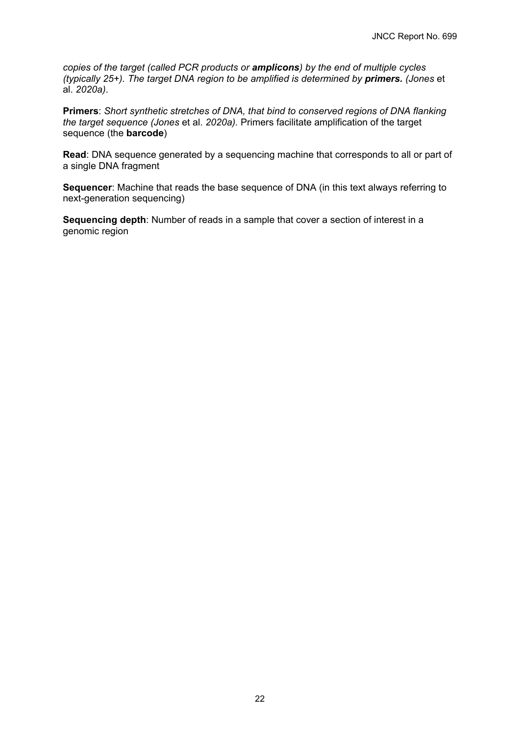*copies of the target (called PCR products or **amplicons**) by the end of multiple cycles (typically 25+). The target DNA region to be amplified is determined by **primers.** (Jones* et al. *2020a)*.

**Primers**: *Short synthetic stretches of DNA, that bind to conserved regions of DNA flanking the target sequence (Jones* et al. *2020a).* Primers facilitate amplification of the target sequence (the **barcode**)

**Read**: DNA sequence generated by a sequencing machine that corresponds to all or part of a single DNA fragment

**Sequencer**: Machine that reads the base sequence of DNA (in this text always referring to next-generation sequencing)

**Sequencing depth**: Number of reads in a sample that cover a section of interest in a genomic region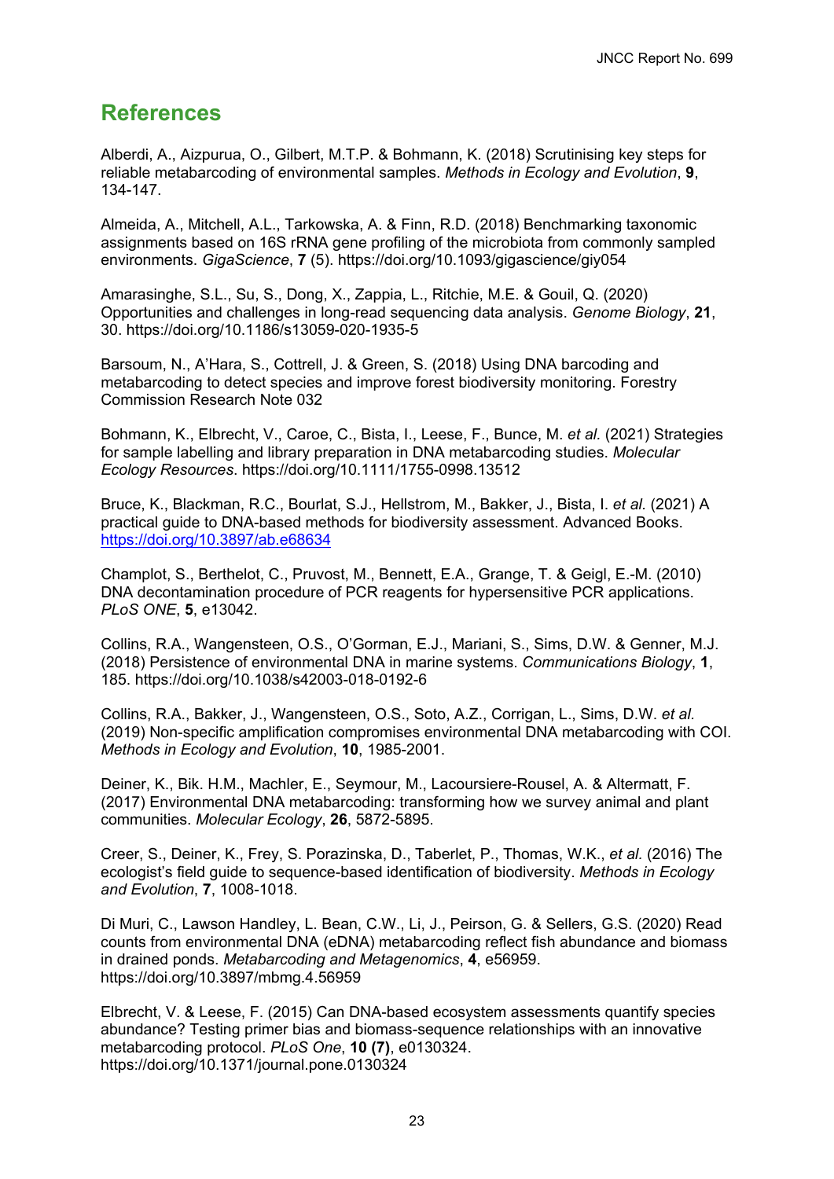# References

Alberdi, A., Aizpurua, O., Gilbert, M.T.P. & Bohmann, K. (2018) Scrutinising key steps for reliable metabarcoding of environmental samples. *Methods in Ecology and Evolution*, **9**, 134-147.

Almeida, A., Mitchell, A.L., Tarkowska, A. & Finn, R.D. (2018) Benchmarking taxonomic assignments based on 16S rRNA gene profiling of the microbiota from commonly sampled environments. *GigaScience*, **7** (5). https://doi.org/10.1093/gigascience/giy054

Amarasinghe, S.L., Su, S., Dong, X., Zappia, L., Ritchie, M.E. & Gouil, Q. (2020) Opportunities and challenges in long-read sequencing data analysis. *Genome Biology*, **21**, 30. https://doi.org/10.1186/s13059-020-1935-5

Barsoum, N., A'Hara, S., Cottrell, J. & Green, S. (2018) Using DNA barcoding and metabarcoding to detect species and improve forest biodiversity monitoring. Forestry Commission Research Note 032

Bohmann, K., Elbrecht, V., Caroe, C., Bista, I., Leese, F., Bunce, M. *et al.* (2021) Strategies for sample labelling and library preparation in DNA metabarcoding studies. *Molecular Ecology Resources*. https://doi.org/10.1111/1755-0998.13512

Bruce, K., Blackman, R.C., Bourlat, S.J., Hellstrom, M., Bakker, J., Bista, I. *et al.* (2021) A practical guide to DNA-based methods for biodiversity assessment. Advanced Books. https://doi.org/10.3897/ab.e68634

Champlot, S., Berthelot, C., Pruvost, M., Bennett, E.A., Grange, T. & Geigl, E.-M. (2010) DNA decontamination procedure of PCR reagents for hypersensitive PCR applications. *PLoS ONE*, **5**, e13042.

Collins, R.A., Wangensteen, O.S., O'Gorman, E.J., Mariani, S., Sims, D.W. & Genner, M.J. (2018) Persistence of environmental DNA in marine systems. *Communications Biology*, **1**, 185. https://doi.org/10.1038/s42003-018-0192-6

Collins, R.A., Bakker, J., Wangensteen, O.S., Soto, A.Z., Corrigan, L., Sims, D.W. *et al.* (2019) Non-specific amplification compromises environmental DNA metabarcoding with COI. *Methods in Ecology and Evolution*, **10**, 1985-2001.

Deiner, K., Bik. H.M., Machler, E., Seymour, M., Lacoursiere-Rousel, A. & Altermatt, F. (2017) Environmental DNA metabarcoding: transforming how we survey animal and plant communities. *Molecular Ecology*, **26**, 5872-5895.

Creer, S., Deiner, K., Frey, S. Porazinska, D., Taberlet, P., Thomas, W.K., *et al.* (2016) The ecologist's field guide to sequence-based identification of biodiversity. *Methods in Ecology and Evolution*, **7**, 1008-1018.

Di Muri, C., Lawson Handley, L. Bean, C.W., Li, J., Peirson, G. & Sellers, G.S. (2020) Read counts from environmental DNA (eDNA) metabarcoding reflect fish abundance and biomass in drained ponds. *Metabarcoding and Metagenomics*, **4**, e56959. https://doi.org/10.3897/mbmg.4.56959

Elbrecht, V. & Leese, F. (2015) Can DNA-based ecosystem assessments quantify species abundance? Testing primer bias and biomass-sequence relationships with an innovative metabarcoding protocol. *PLoS One*, **10 (7)**, e0130324. https://doi.org/10.1371/journal.pone.0130324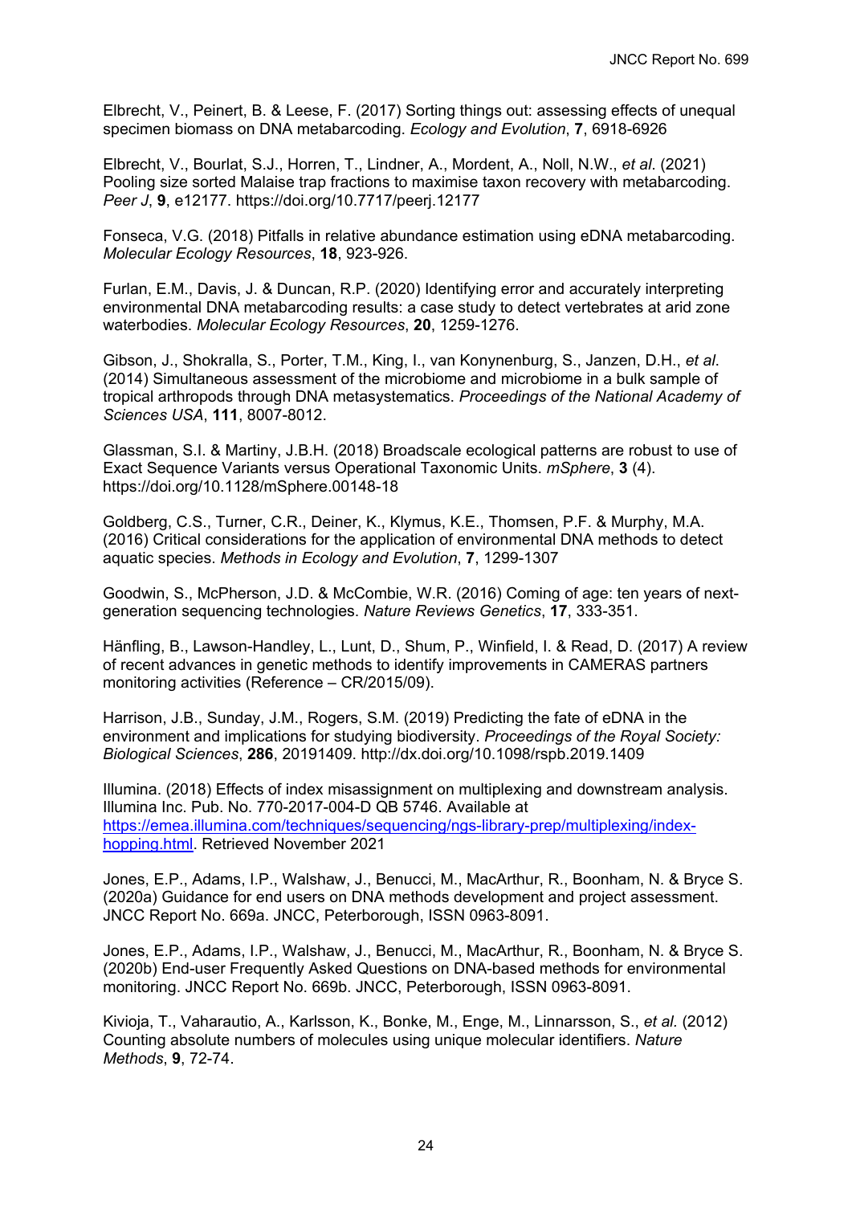Elbrecht, V., Peinert, B. & Leese, F. (2017) Sorting things out: assessing effects of unequal specimen biomass on DNA metabarcoding. *Ecology and Evolution*, **7**, 6918-6926

Elbrecht, V., Bourlat, S.J., Horren, T., Lindner, A., Mordent, A., Noll, N.W., *et al.* (2021) Pooling size sorted Malaise trap fractions to maximise taxon recovery with metabarcoding. *Peer J*, **9**, e12177. https://doi.org/10.7717/peerj.12177

Fonseca, V.G. (2018) Pitfalls in relative abundance estimation using eDNA metabarcoding. *Molecular Ecology Resources*, **18**, 923-926.

Furlan, E.M., Davis, J. & Duncan, R.P. (2020) Identifying error and accurately interpreting environmental DNA metabarcoding results: a case study to detect vertebrates at arid zone waterbodies. *Molecular Ecology Resources*, **20**, 1259-1276.

Gibson, J., Shokralla, S., Porter, T.M., King, I., van Konynenburg, S., Janzen, D.H., *et al.* (2014) Simultaneous assessment of the microbiome and microbiome in a bulk sample of tropical arthropods through DNA metasystematics. *Proceedings of the National Academy of Sciences USA*, **111**, 8007-8012.

Glassman, S.I. & Martiny, J.B.H. (2018) Broadscale ecological patterns are robust to use of Exact Sequence Variants versus Operational Taxonomic Units. *mSphere*, **3** (4). https://doi.org/10.1128/mSphere.00148-18

Goldberg, C.S., Turner, C.R., Deiner, K., Klymus, K.E., Thomsen, P.F. & Murphy, M.A. (2016) Critical considerations for the application of environmental DNA methods to detect aquatic species. *Methods in Ecology and Evolution*, **7**, 1299-1307

Goodwin, S., McPherson, J.D. & McCombie, W.R. (2016) Coming of age: ten years of next-generation sequencing technologies. *Nature Reviews Genetics*, **17**, 333-351.

Hänfling, B., Lawson-Handley, L., Lunt, D., Shum, P., Winfield, I. & Read, D. (2017) A review of recent advances in genetic methods to identify improvements in CAMERAS partners monitoring activities (Reference – CR/2015/09).

Harrison, J.B., Sunday, J.M., Rogers, S.M. (2019) Predicting the fate of eDNA in the environment and implications for studying biodiversity. *Proceedings of the Royal Society: Biological Sciences*, **286**, 20191409. http://dx.doi.org/10.1098/rspb.2019.1409

Illumina. (2018) Effects of index misassignment on multiplexing and downstream analysis. Illumina Inc. Pub. No. 770-2017-004-D QB 5746. Available at [https://emea.illumina.com/techniques/sequencing/ngs-library-prep/multiplexing/index-hopping.html](https://emea.illumina.com/techniques/sequencing/ngs-library-prep/multiplexing/index-hopping.html). Retrieved November 2021

Jones, E.P., Adams, I.P., Walshaw, J., Benucci, M., MacArthur, R., Boonham, N. & Bryce S. (2020a) Guidance for end users on DNA methods development and project assessment. JNCC Report No. 669a. JNCC, Peterborough, ISSN 0963-8091.

Jones, E.P., Adams, I.P., Walshaw, J., Benucci, M., MacArthur, R., Boonham, N. & Bryce S. (2020b) End-user Frequently Asked Questions on DNA-based methods for environmental monitoring. JNCC Report No. 669b. JNCC, Peterborough, ISSN 0963-8091.

Kivioja, T., Vaharautio, A., Karlsson, K., Bonke, M., Enge, M., Linnarsson, S., *et al.* (2012) Counting absolute numbers of molecules using unique molecular identifiers. *Nature Methods*, **9**, 72-74.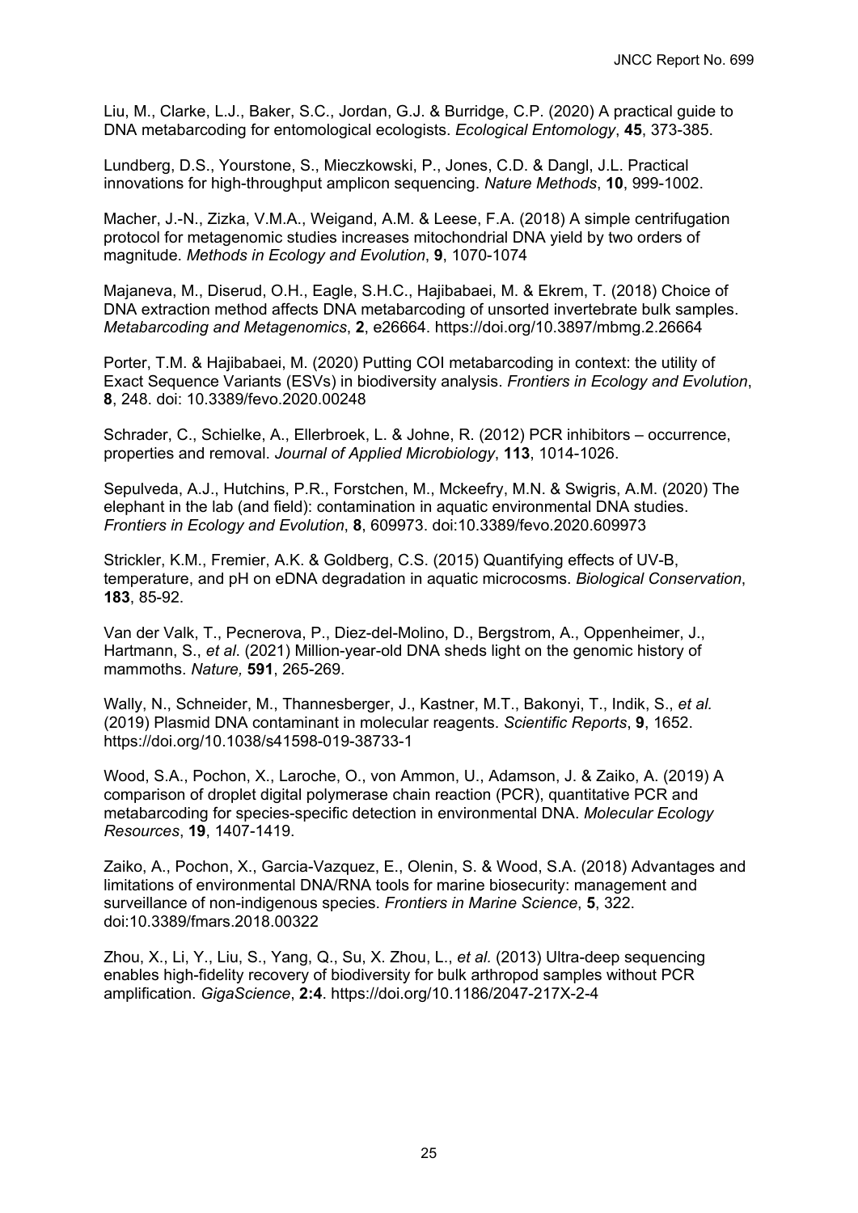Liu, M., Clarke, L.J., Baker, S.C., Jordan, G.J. & Burridge, C.P. (2020) A practical guide to DNA metabarcoding for entomological ecologists. *Ecological Entomology*, **45**, 373-385.

Lundberg, D.S., Yourstone, S., Mieczkowski, P., Jones, C.D. & Dangl, J.L. Practical innovations for high-throughput amplicon sequencing. *Nature Methods*, **10**, 999-1002.

Macher, J.-N., Zizka, V.M.A., Weigand, A.M. & Leese, F.A. (2018) A simple centrifugation protocol for metagenomic studies increases mitochondrial DNA yield by two orders of magnitude. *Methods in Ecology and Evolution*, **9**, 1070-1074

Majaneva, M., Diserud, O.H., Eagle, S.H.C., Hajibabaei, M. & Ekrem, T. (2018) Choice of DNA extraction method affects DNA metabarcoding of unsorted invertebrate bulk samples. *Metabarcoding and Metagenomics*, **2**, e26664. https://doi.org/10.3897/mbmg.2.26664

Porter, T.M. & Hajibabaei, M. (2020) Putting COI metabarcoding in context: the utility of Exact Sequence Variants (ESVs) in biodiversity analysis. *Frontiers in Ecology and Evolution*, **8**, 248. doi: 10.3389/fevo.2020.00248

Schrader, C., Schielke, A., Ellerbroek, L. & Johne, R. (2012) PCR inhibitors – occurrence, properties and removal. *Journal of Applied Microbiology*, **113**, 1014-1026.

Sepulveda, A.J., Hutchins, P.R., Forstchen, M., Mckeefry, M.N. & Swigris, A.M. (2020) The elephant in the lab (and field): contamination in aquatic environmental DNA studies. *Frontiers in Ecology and Evolution*, **8**, 609973. doi:10.3389/fevo.2020.609973

Strickler, K.M., Fremier, A.K. & Goldberg, C.S. (2015) Quantifying effects of UV-B, temperature, and pH on eDNA degradation in aquatic microcosms. *Biological Conservation*, **183**, 85-92.

Van der Valk, T., Pecnerova, P., Diez-del-Molino, D., Bergstrom, A., Oppenheimer, J., Hartmann, S., *et al*. (2021) Million-year-old DNA sheds light on the genomic history of mammoths. *Nature,* **591**, 265-269.

Wally, N., Schneider, M., Thannesberger, J., Kastner, M.T., Bakonyi, T., Indik, S., *et al.* (2019) Plasmid DNA contaminant in molecular reagents. *Scientific Reports*, **9**, 1652. https://doi.org/10.1038/s41598-019-38733-1

Wood, S.A., Pochon, X., Laroche, O., von Ammon, U., Adamson, J. & Zaiko, A. (2019) A comparison of droplet digital polymerase chain reaction (PCR), quantitative PCR and metabarcoding for species-specific detection in environmental DNA. *Molecular Ecology Resources*, **19**, 1407-1419.

Zaiko, A., Pochon, X., Garcia-Vazquez, E., Olenin, S. & Wood, S.A. (2018) Advantages and limitations of environmental DNA/RNA tools for marine biosecurity: management and surveillance of non-indigenous species. *Frontiers in Marine Science*, **5**, 322. doi:10.3389/fmars.2018.00322

Zhou, X., Li, Y., Liu, S., Yang, Q., Su, X. Zhou, L., *et al.* (2013) Ultra-deep sequencing enables high-fidelity recovery of biodiversity for bulk arthropod samples without PCR amplification. *GigaScience*, **2:4**. https://doi.org/10.1186/2047-217X-2-4